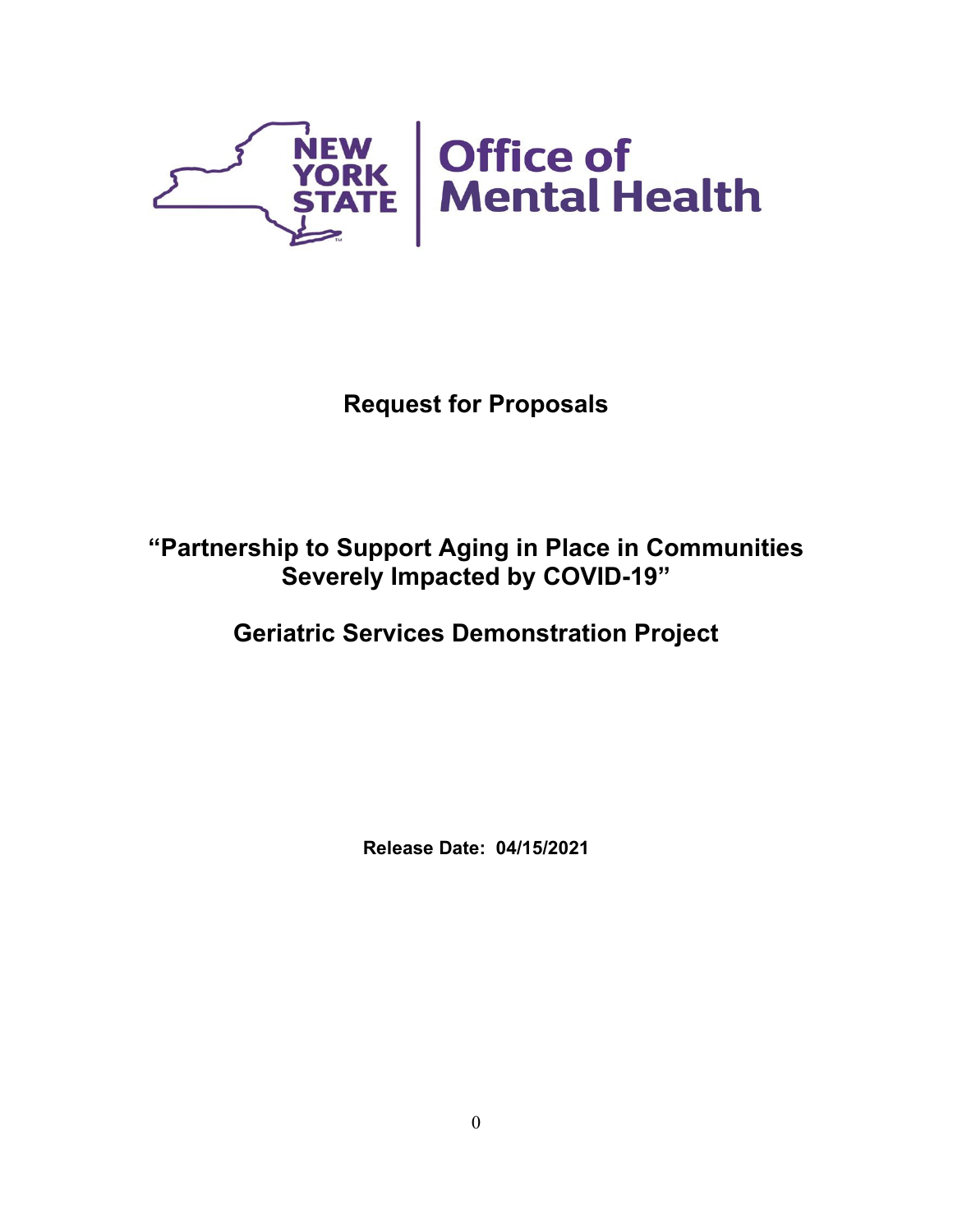New York State Office of Mental Health

# Request for Proposals

## "Partnership to Support Aging in Place in Communities Severely Impacted by COVID-19"

## Geriatric Services Demonstration Project

**Release Date: 04/15/2021**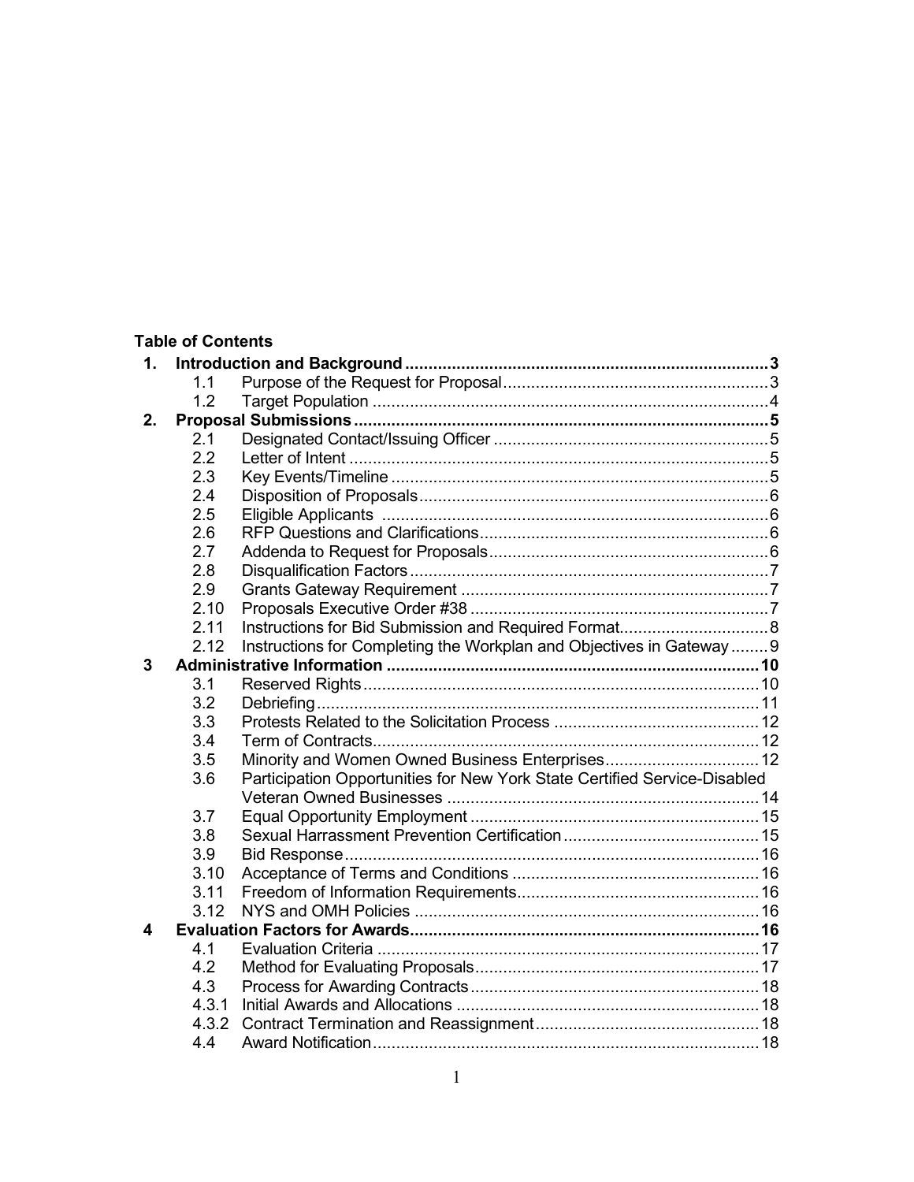**Table of Contents**

| | | | |
|---|---|---|---|
| **1.** | **Introduction and Background** | | **3** |
| | 1.1 | Purpose of the Request for Proposal | 3 |
| | 1.2 | Target Population | 4 |
| **2.** | **Proposal Submissions** | | **5** |
| | 2.1 | Designated Contact/Issuing Officer | 5 |
| | 2.2 | Letter of Intent | 5 |
| | 2.3 | Key Events/Timeline | 5 |
| | 2.4 | Disposition of Proposals | 6 |
| | 2.5 | Eligible Applicants | 6 |
| | 2.6 | RFP Questions and Clarifications | 6 |
| | 2.7 | Addenda to Request for Proposals | 6 |
| | 2.8 | Disqualification Factors | 7 |
| | 2.9 | Grants Gateway Requirement | 7 |
| | 2.10 | Proposals Executive Order #38 | 7 |
| | 2.11 | Instructions for Bid Submission and Required Format | 8 |
| | 2.12 | Instructions for Completing the Workplan and Objectives in Gateway | 9 |
| **3** | **Administrative Information** | | **10** |
| | 3.1 | Reserved Rights | 10 |
| | 3.2 | Debriefing | 11 |
| | 3.3 | Protests Related to the Solicitation Process | 12 |
| | 3.4 | Term of Contracts | 12 |
| | 3.5 | Minority and Women Owned Business Enterprises | 12 |
| | 3.6 | Participation Opportunities for New York State Certified Service-Disabled Veteran Owned Businesses | 14 |
| | 3.7 | Equal Opportunity Employment | 15 |
| | 3.8 | Sexual Harrassment Prevention Certification | 15 |
| | 3.9 | Bid Response | 16 |
| | 3.10 | Acceptance of Terms and Conditions | 16 |
| | 3.11 | Freedom of Information Requirements | 16 |
| | 3.12 | NYS and OMH Policies | 16 |
| **4** | **Evaluation Factors for Awards** | | **16** |
| | 4.1 | Evaluation Criteria | 17 |
| | 4.2 | Method for Evaluating Proposals | 17 |
| | 4.3 | Process for Awarding Contracts | 18 |
| | 4.3.1 | Initial Awards and Allocations | 18 |
| | 4.3.2 | Contract Termination and Reassignment | 18 |
| | 4.4 | Award Notification | 18 |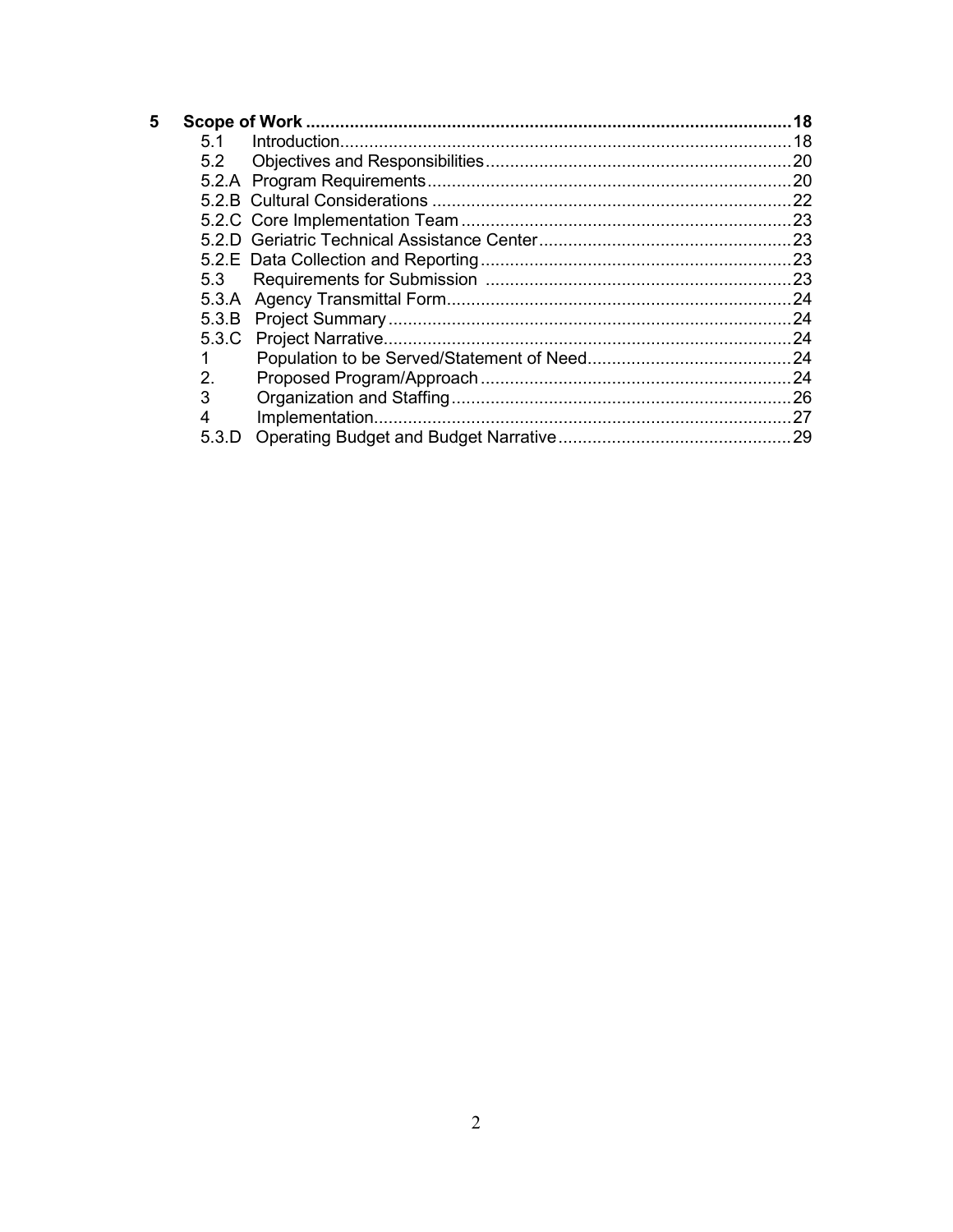| | | |
|---|---|---|
| **5** | **Scope of Work** | **18** |
| 5.1 | Introduction | 18 |
| 5.2 | Objectives and Responsibilities | 20 |
| 5.2.A | Program Requirements | 20 |
| 5.2.B | Cultural Considerations | 22 |
| 5.2.C | Core Implementation Team | 23 |
| 5.2.D | Geriatric Technical Assistance Center | 23 |
| 5.2.E | Data Collection and Reporting | 23 |
| 5.3 | Requirements for Submission | 23 |
| 5.3.A | Agency Transmittal Form | 24 |
| 5.3.B | Project Summary | 24 |
| 5.3.C | Project Narrative | 24 |
| 1 | Population to be Served/Statement of Need | 24 |
| 2. | Proposed Program/Approach | 24 |
| 3 | Organization and Staffing | 26 |
| 4 | Implementation | 27 |
| 5.3.D | Operating Budget and Budget Narrative | 29 |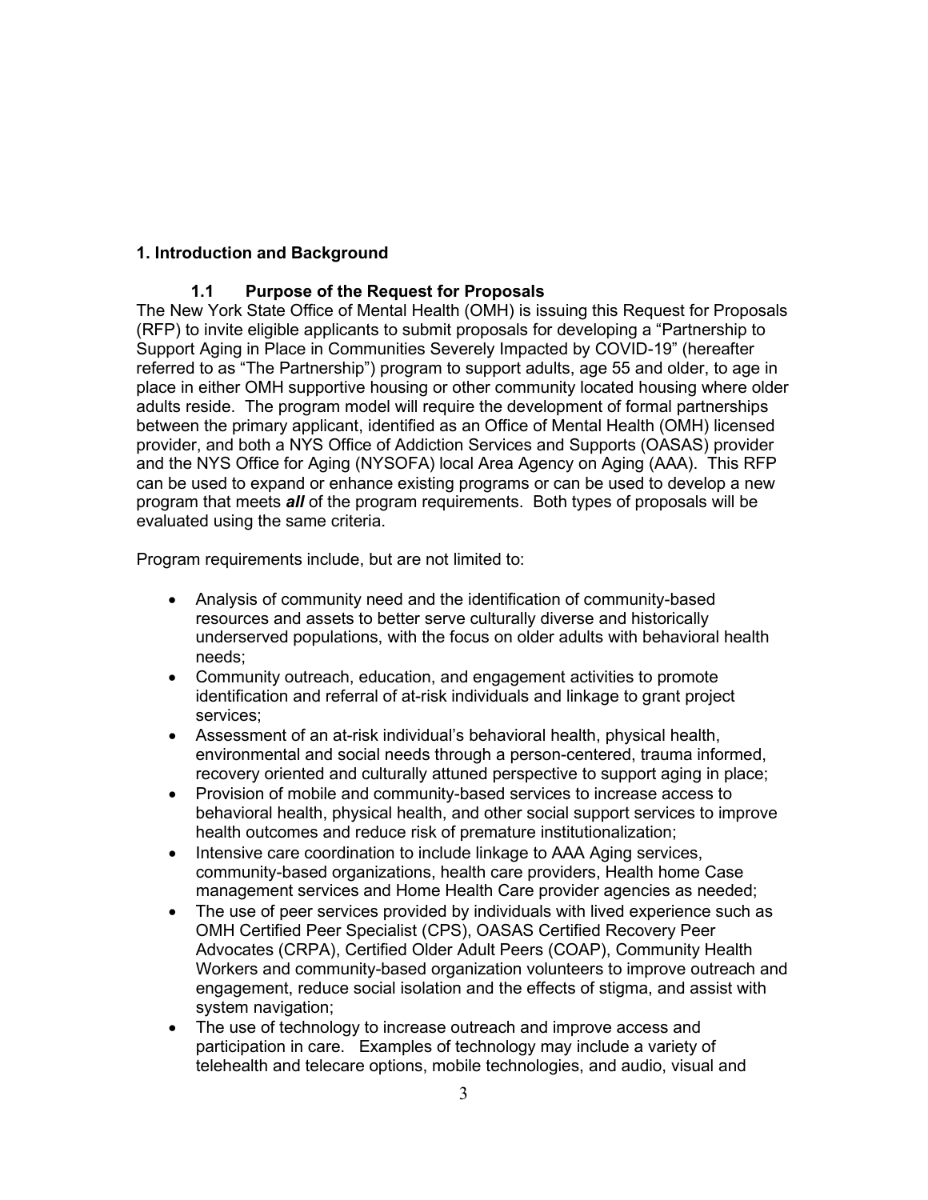## 1. Introduction and Background

### 1.1 Purpose of the Request for Proposals

The New York State Office of Mental Health (OMH) is issuing this Request for Proposals (RFP) to invite eligible applicants to submit proposals for developing a "Partnership to Support Aging in Place in Communities Severely Impacted by COVID-19" (hereafter referred to as "The Partnership") program to support adults, age 55 and older, to age in place in either OMH supportive housing or other community located housing where older adults reside. The program model will require the development of formal partnerships between the primary applicant, identified as an Office of Mental Health (OMH) licensed provider, and both a NYS Office of Addiction Services and Supports (OASAS) provider and the NYS Office for Aging (NYSOFA) local Area Agency on Aging (AAA). This RFP can be used to expand or enhance existing programs or can be used to develop a new program that meets ***all*** of the program requirements. Both types of proposals will be evaluated using the same criteria.

Program requirements include, but are not limited to:

- Analysis of community need and the identification of community-based resources and assets to better serve culturally diverse and historically underserved populations, with the focus on older adults with behavioral health needs;
- Community outreach, education, and engagement activities to promote identification and referral of at-risk individuals and linkage to grant project services;
- Assessment of an at-risk individual's behavioral health, physical health, environmental and social needs through a person-centered, trauma informed, recovery oriented and culturally attuned perspective to support aging in place;
- Provision of mobile and community-based services to increase access to behavioral health, physical health, and other social support services to improve health outcomes and reduce risk of premature institutionalization;
- Intensive care coordination to include linkage to AAA Aging services, community-based organizations, health care providers, Health home Case management services and Home Health Care provider agencies as needed;
- The use of peer services provided by individuals with lived experience such as OMH Certified Peer Specialist (CPS), OASAS Certified Recovery Peer Advocates (CRPA), Certified Older Adult Peers (COAP), Community Health Workers and community-based organization volunteers to improve outreach and engagement, reduce social isolation and the effects of stigma, and assist with system navigation;
- The use of technology to increase outreach and improve access and participation in care. Examples of technology may include a variety of telehealth and telecare options, mobile technologies, and audio, visual and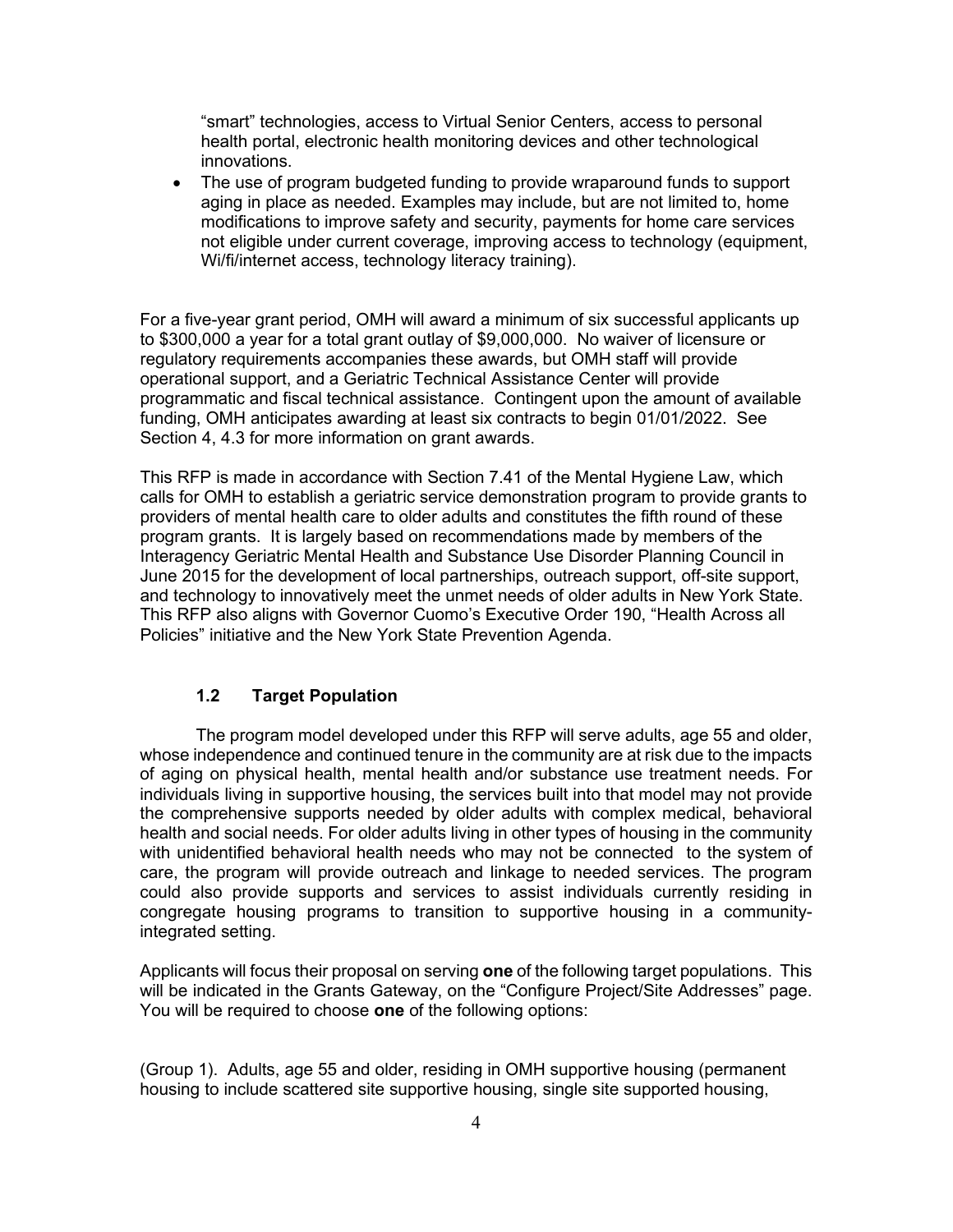"smart" technologies, access to Virtual Senior Centers, access to personal health portal, electronic health monitoring devices and other technological innovations.

- The use of program budgeted funding to provide wraparound funds to support aging in place as needed. Examples may include, but are not limited to, home modifications to improve safety and security, payments for home care services not eligible under current coverage, improving access to technology (equipment, Wi/fi/internet access, technology literacy training).

For a five-year grant period, OMH will award a minimum of six successful applicants up to $300,000 a year for a total grant outlay of $9,000,000. No waiver of licensure or regulatory requirements accompanies these awards, but OMH staff will provide operational support, and a Geriatric Technical Assistance Center will provide programmatic and fiscal technical assistance. Contingent upon the amount of available funding, OMH anticipates awarding at least six contracts to begin 01/01/2022. See Section 4, 4.3 for more information on grant awards.

This RFP is made in accordance with Section 7.41 of the Mental Hygiene Law, which calls for OMH to establish a geriatric service demonstration program to provide grants to providers of mental health care to older adults and constitutes the fifth round of these program grants. It is largely based on recommendations made by members of the Interagency Geriatric Mental Health and Substance Use Disorder Planning Council in June 2015 for the development of local partnerships, outreach support, off-site support, and technology to innovatively meet the unmet needs of older adults in New York State. This RFP also aligns with Governor Cuomo's Executive Order 190, "Health Across all Policies" initiative and the New York State Prevention Agenda.

### 1.2 Target Population

The program model developed under this RFP will serve adults, age 55 and older, whose independence and continued tenure in the community are at risk due to the impacts of aging on physical health, mental health and/or substance use treatment needs. For individuals living in supportive housing, the services built into that model may not provide the comprehensive supports needed by older adults with complex medical, behavioral health and social needs. For older adults living in other types of housing in the community with unidentified behavioral health needs who may not be connected to the system of care, the program will provide outreach and linkage to needed services. The program could also provide supports and services to assist individuals currently residing in congregate housing programs to transition to supportive housing in a community-integrated setting.

Applicants will focus their proposal on serving **one** of the following target populations. This will be indicated in the Grants Gateway, on the "Configure Project/Site Addresses" page. You will be required to choose **one** of the following options:

(Group 1). Adults, age 55 and older, residing in OMH supportive housing (permanent housing to include scattered site supportive housing, single site supported housing,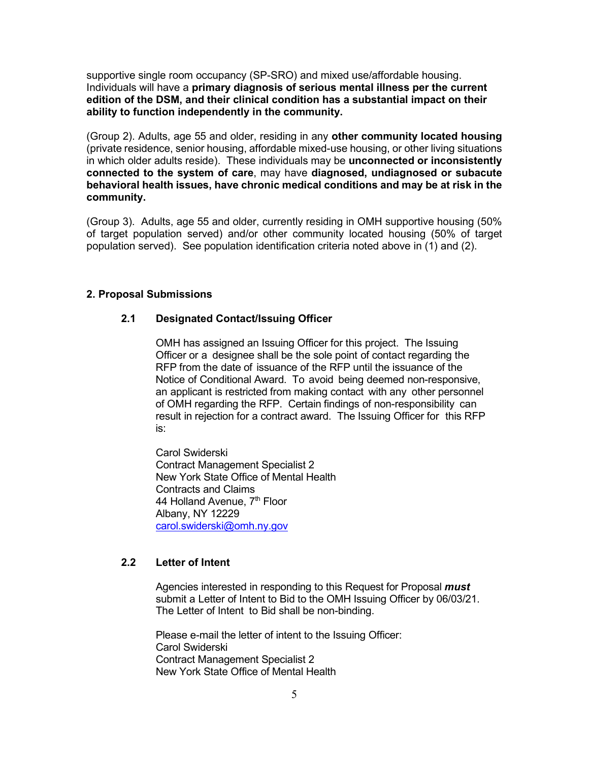supportive single room occupancy (SP-SRO) and mixed use/affordable housing. Individuals will have a **primary diagnosis of serious mental illness per the current edition of the DSM, and their clinical condition has a substantial impact on their ability to function independently in the community.**

(Group 2). Adults, age 55 and older, residing in any **other community located housing** (private residence, senior housing, affordable mixed-use housing, or other living situations in which older adults reside). These individuals may be **unconnected or inconsistently connected to the system of care**, may have **diagnosed, undiagnosed or subacute behavioral health issues, have chronic medical conditions and may be at risk in the community.**

(Group 3). Adults, age 55 and older, currently residing in OMH supportive housing (50% of target population served) and/or other community located housing (50% of target population served). See population identification criteria noted above in (1) and (2).

## 2. Proposal Submissions

### 2.1 Designated Contact/Issuing Officer

OMH has assigned an Issuing Officer for this project. The Issuing Officer or a designee shall be the sole point of contact regarding the RFP from the date of issuance of the RFP until the issuance of the Notice of Conditional Award. To avoid being deemed non-responsive, an applicant is restricted from making contact with any other personnel of OMH regarding the RFP. Certain findings of non-responsibility can result in rejection for a contract award. The Issuing Officer for this RFP is:

Carol Swiderski
Contract Management Specialist 2
New York State Office of Mental Health
Contracts and Claims
44 Holland Avenue, 7th Floor
Albany, NY 12229
carol.swiderski@omh.ny.gov

### 2.2 Letter of Intent

Agencies interested in responding to this Request for Proposal ***must*** submit a Letter of Intent to Bid to the OMH Issuing Officer by 06/03/21. The Letter of Intent to Bid shall be non-binding.

Please e-mail the letter of intent to the Issuing Officer:
Carol Swiderski
Contract Management Specialist 2
New York State Office of Mental Health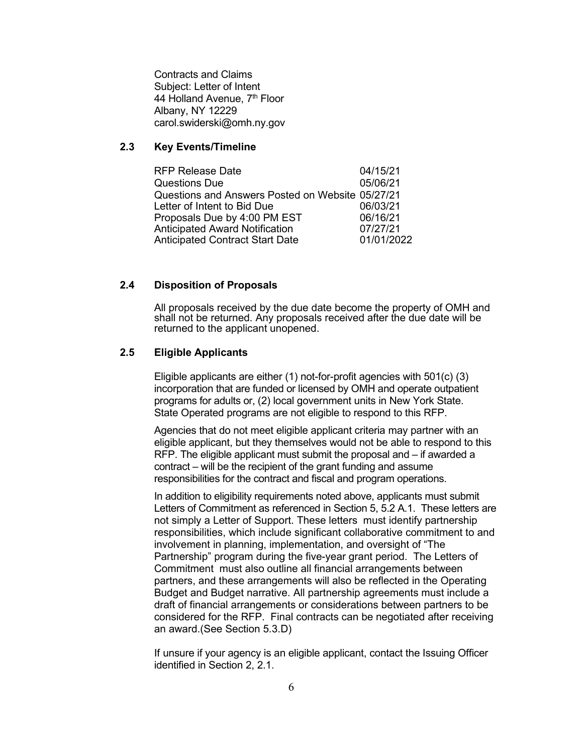Contracts and Claims
Subject: Letter of Intent
44 Holland Avenue, 7th Floor
Albany, NY 12229
carol.swiderski@omh.ny.gov

### 2.3 Key Events/Timeline

| Event | Date |
|---|---|
| RFP Release Date | 04/15/21 |
| Questions Due | 05/06/21 |
| Questions and Answers Posted on Website | 05/27/21 |
| Letter of Intent to Bid Due | 06/03/21 |
| Proposals Due by 4:00 PM EST | 06/16/21 |
| Anticipated Award Notification | 07/27/21 |
| Anticipated Contract Start Date | 01/01/2022 |

### 2.4 Disposition of Proposals

All proposals received by the due date become the property of OMH and shall not be returned. Any proposals received after the due date will be returned to the applicant unopened.

### 2.5 Eligible Applicants

Eligible applicants are either (1) not-for-profit agencies with 501(c) (3) incorporation that are funded or licensed by OMH and operate outpatient programs for adults or, (2) local government units in New York State. State Operated programs are not eligible to respond to this RFP.

Agencies that do not meet eligible applicant criteria may partner with an eligible applicant, but they themselves would not be able to respond to this RFP. The eligible applicant must submit the proposal and – if awarded a contract – will be the recipient of the grant funding and assume responsibilities for the contract and fiscal and program operations.

In addition to eligibility requirements noted above, applicants must submit Letters of Commitment as referenced in Section 5, 5.2 A.1. These letters are not simply a Letter of Support. These letters must identify partnership responsibilities, which include significant collaborative commitment to and involvement in planning, implementation, and oversight of "The Partnership" program during the five-year grant period. The Letters of Commitment must also outline all financial arrangements between partners, and these arrangements will also be reflected in the Operating Budget and Budget narrative. All partnership agreements must include a draft of financial arrangements or considerations between partners to be considered for the RFP. Final contracts can be negotiated after receiving an award.(See Section 5.3.D)

If unsure if your agency is an eligible applicant, contact the Issuing Officer identified in Section 2, 2.1.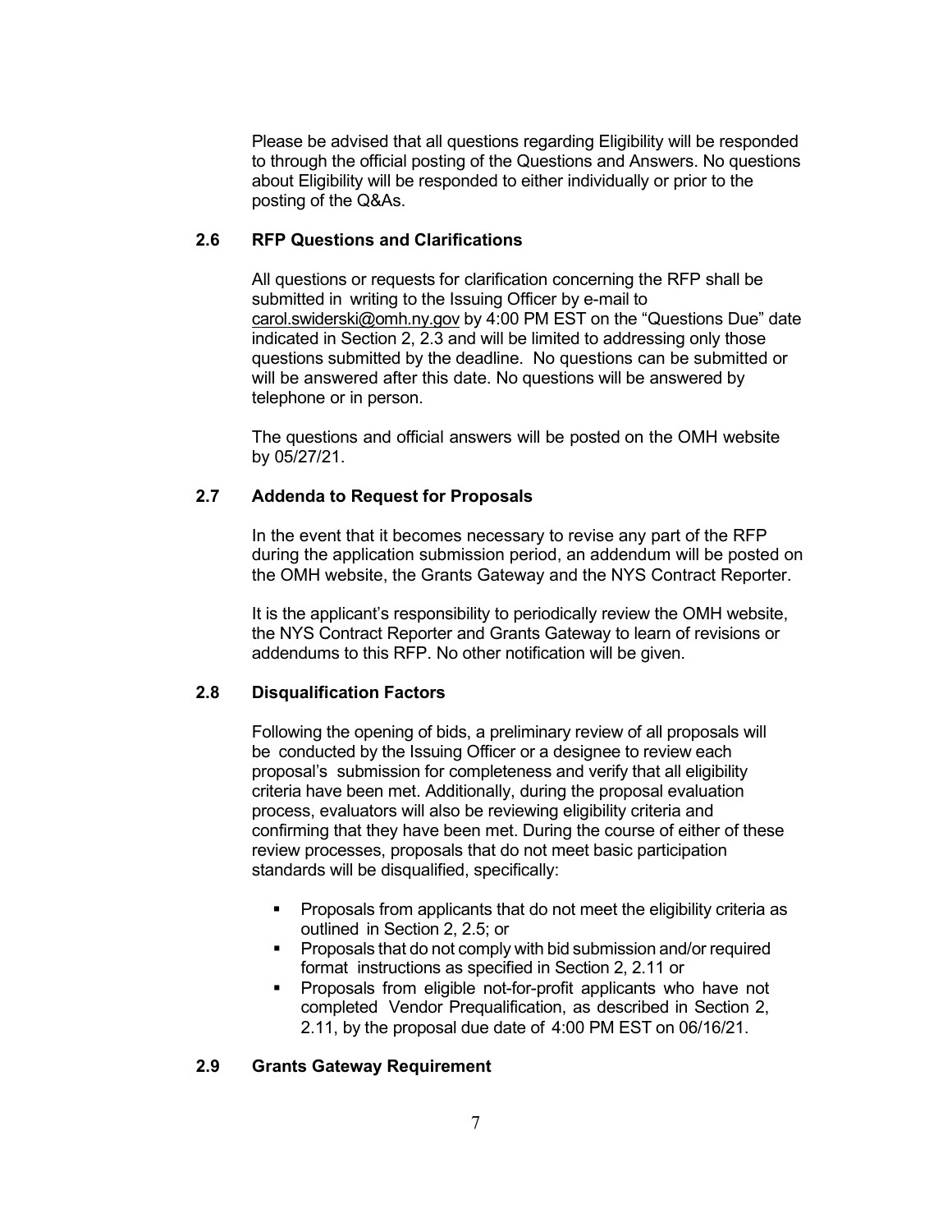Please be advised that all questions regarding Eligibility will be responded to through the official posting of the Questions and Answers. No questions about Eligibility will be responded to either individually or prior to the posting of the Q&As.

### 2.6 RFP Questions and Clarifications

All questions or requests for clarification concerning the RFP shall be submitted in writing to the Issuing Officer by e-mail to carol.swiderski@omh.ny.gov by 4:00 PM EST on the "Questions Due" date indicated in Section 2, 2.3 and will be limited to addressing only those questions submitted by the deadline. No questions can be submitted or will be answered after this date. No questions will be answered by telephone or in person.

The questions and official answers will be posted on the OMH website by 05/27/21.

### 2.7 Addenda to Request for Proposals

In the event that it becomes necessary to revise any part of the RFP during the application submission period, an addendum will be posted on the OMH website, the Grants Gateway and the NYS Contract Reporter.

It is the applicant's responsibility to periodically review the OMH website, the NYS Contract Reporter and Grants Gateway to learn of revisions or addendums to this RFP. No other notification will be given.

### 2.8 Disqualification Factors

Following the opening of bids, a preliminary review of all proposals will be conducted by the Issuing Officer or a designee to review each proposal's submission for completeness and verify that all eligibility criteria have been met. Additionally, during the proposal evaluation process, evaluators will also be reviewing eligibility criteria and confirming that they have been met. During the course of either of these review processes, proposals that do not meet basic participation standards will be disqualified, specifically:

- Proposals from applicants that do not meet the eligibility criteria as outlined in Section 2, 2.5; or
- Proposals that do not comply with bid submission and/or required format instructions as specified in Section 2, 2.11 or
- Proposals from eligible not-for-profit applicants who have not completed Vendor Prequalification, as described in Section 2, 2.11, by the proposal due date of 4:00 PM EST on 06/16/21.

### 2.9 Grants Gateway Requirement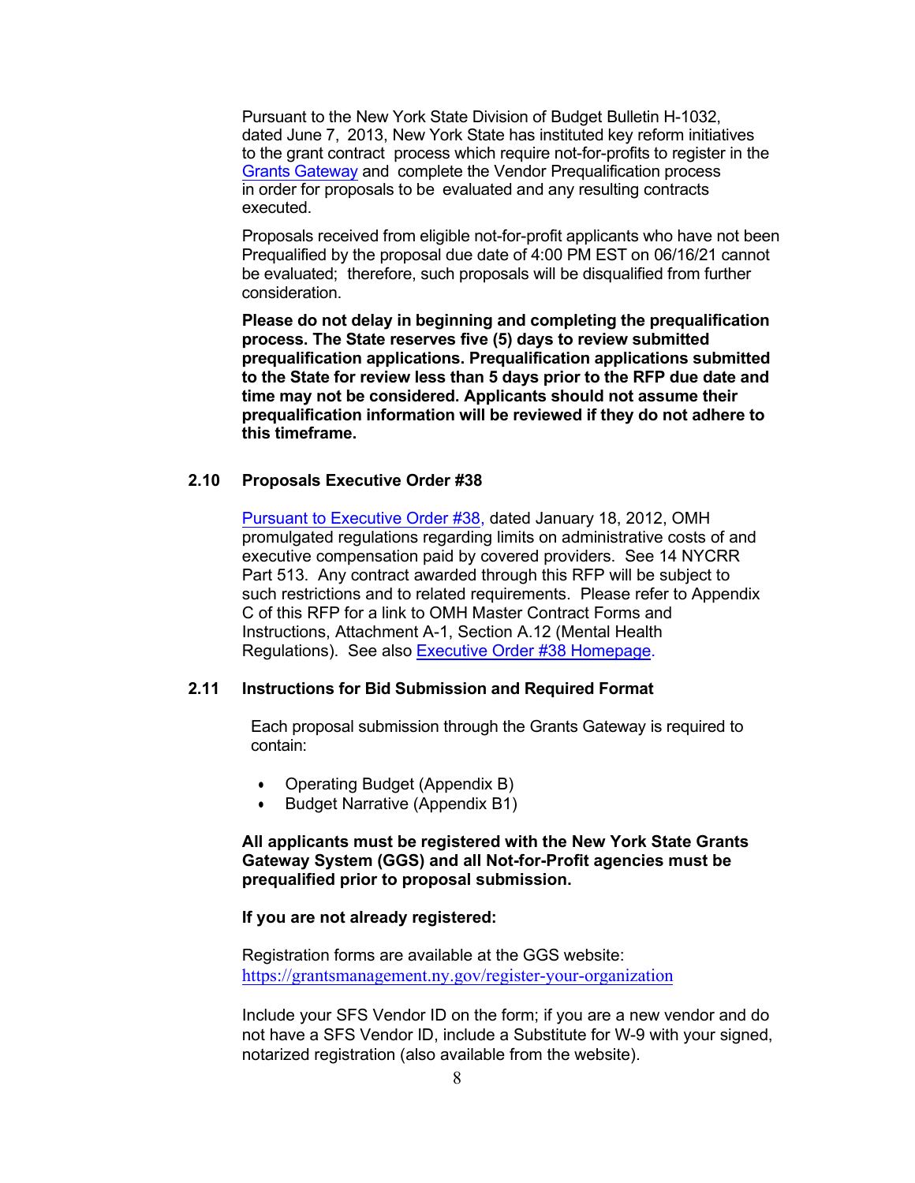Pursuant to the New York State Division of Budget Bulletin H-1032, dated June 7, 2013, New York State has instituted key reform initiatives to the grant contract process which require not-for-profits to register in the Grants Gateway and complete the Vendor Prequalification process in order for proposals to be evaluated and any resulting contracts executed.

Proposals received from eligible not-for-profit applicants who have not been Prequalified by the proposal due date of 4:00 PM EST on 06/16/21 cannot be evaluated; therefore, such proposals will be disqualified from further consideration.

**Please do not delay in beginning and completing the prequalification process. The State reserves five (5) days to review submitted prequalification applications. Prequalification applications submitted to the State for review less than 5 days prior to the RFP due date and time may not be considered. Applicants should not assume their prequalification information will be reviewed if they do not adhere to this timeframe.**

### 2.10 Proposals Executive Order #38

Pursuant to Executive Order #38, dated January 18, 2012, OMH promulgated regulations regarding limits on administrative costs of and executive compensation paid by covered providers. See 14 NYCRR Part 513. Any contract awarded through this RFP will be subject to such restrictions and to related requirements. Please refer to Appendix C of this RFP for a link to OMH Master Contract Forms and Instructions, Attachment A-1, Section A.12 (Mental Health Regulations). See also Executive Order #38 Homepage.

### 2.11 Instructions for Bid Submission and Required Format

Each proposal submission through the Grants Gateway is required to contain:

- Operating Budget (Appendix B)
- Budget Narrative (Appendix B1)

**All applicants must be registered with the New York State Grants Gateway System (GGS) and all Not-for-Profit agencies must be prequalified prior to proposal submission.**

**If you are not already registered:**

Registration forms are available at the GGS website: https://grantsmanagement.ny.gov/register-your-organization

Include your SFS Vendor ID on the form; if you are a new vendor and do not have a SFS Vendor ID, include a Substitute for W-9 with your signed, notarized registration (also available from the website).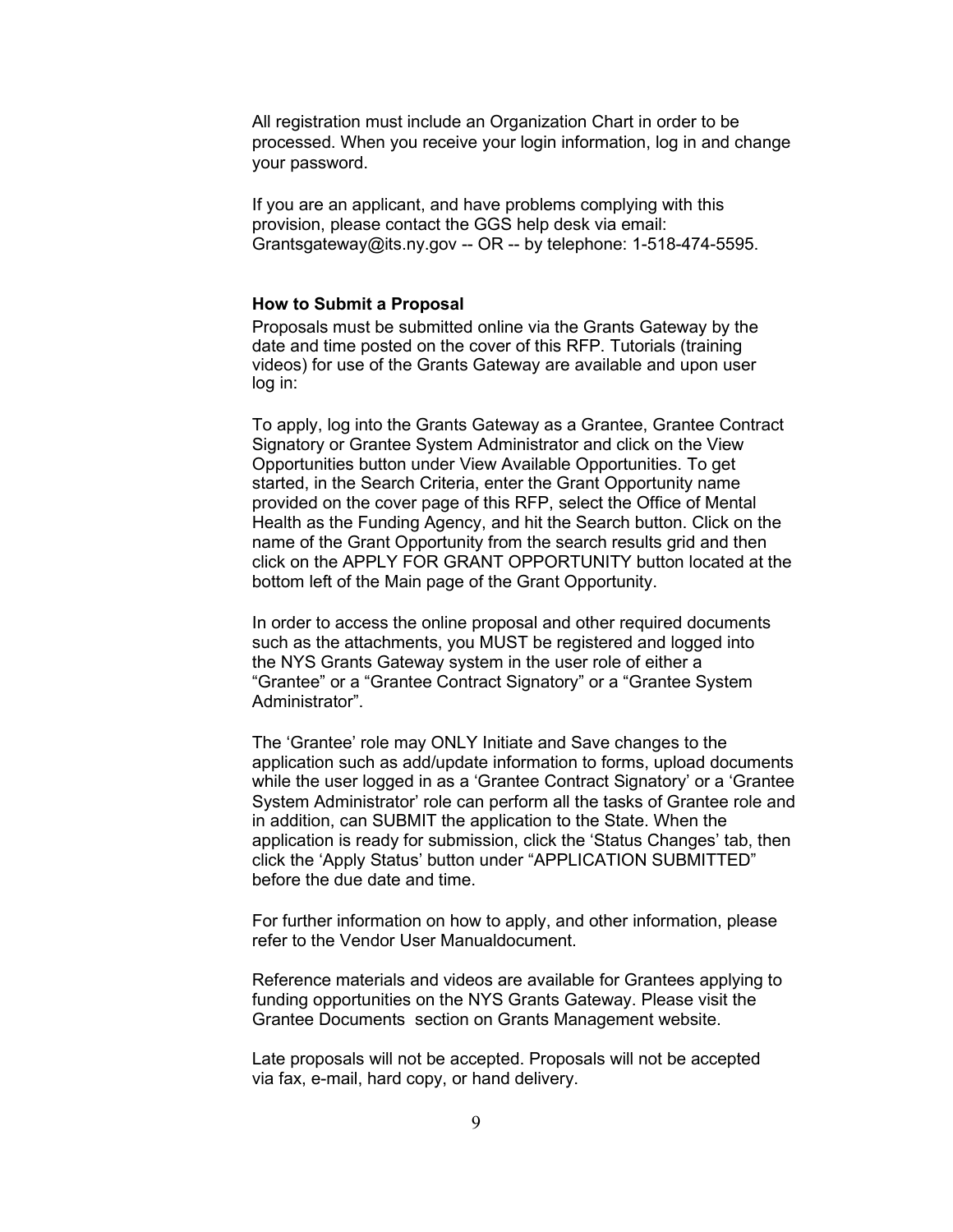All registration must include an Organization Chart in order to be processed. When you receive your login information, log in and change your password.

If you are an applicant, and have problems complying with this provision, please contact the GGS help desk via email: Grantsgateway@its.ny.gov -- OR -- by telephone: 1-518-474-5595.

**How to Submit a Proposal**

Proposals must be submitted online via the Grants Gateway by the date and time posted on the cover of this RFP. Tutorials (training videos) for use of the Grants Gateway are available and upon user log in:

To apply, log into the Grants Gateway as a Grantee, Grantee Contract Signatory or Grantee System Administrator and click on the View Opportunities button under View Available Opportunities. To get started, in the Search Criteria, enter the Grant Opportunity name provided on the cover page of this RFP, select the Office of Mental Health as the Funding Agency, and hit the Search button. Click on the name of the Grant Opportunity from the search results grid and then click on the APPLY FOR GRANT OPPORTUNITY button located at the bottom left of the Main page of the Grant Opportunity.

In order to access the online proposal and other required documents such as the attachments, you MUST be registered and logged into the NYS Grants Gateway system in the user role of either a "Grantee" or a "Grantee Contract Signatory" or a "Grantee System Administrator".

The 'Grantee' role may ONLY Initiate and Save changes to the application such as add/update information to forms, upload documents while the user logged in as a 'Grantee Contract Signatory' or a 'Grantee System Administrator' role can perform all the tasks of Grantee role and in addition, can SUBMIT the application to the State. When the application is ready for submission, click the 'Status Changes' tab, then click the 'Apply Status' button under "APPLICATION SUBMITTED" before the due date and time.

For further information on how to apply, and other information, please refer to the Vendor User Manualdocument.

Reference materials and videos are available for Grantees applying to funding opportunities on the NYS Grants Gateway. Please visit the Grantee Documents section on Grants Management website.

Late proposals will not be accepted. Proposals will not be accepted via fax, e-mail, hard copy, or hand delivery.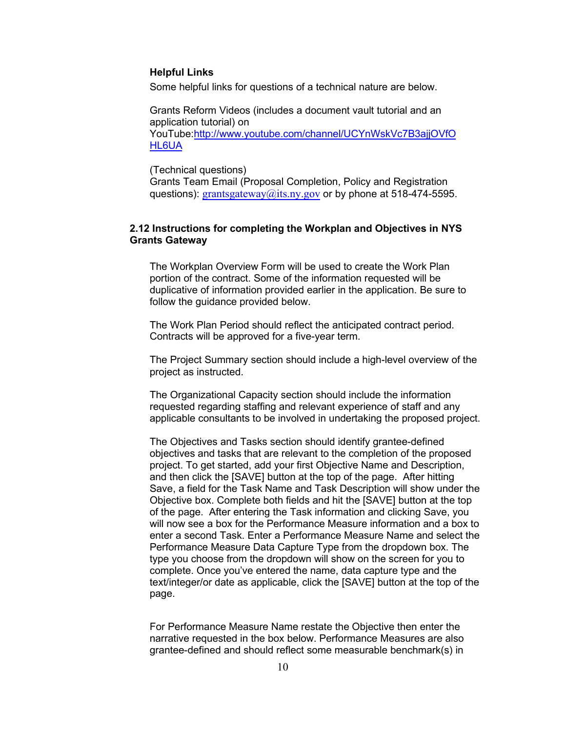**Helpful Links**

Some helpful links for questions of a technical nature are below.

Grants Reform Videos (includes a document vault tutorial and an application tutorial) on YouTube:[http://www.youtube.com/channel/UCYnWskVc7B3ajjOVfOHL6UA](http://www.youtube.com/channel/UCYnWskVc7B3ajjOVfOHL6UA)

(Technical questions)
Grants Team Email (Proposal Completion, Policy and Registration questions): grantsgateway@its.ny.gov or by phone at 518-474-5595.

### 2.12 Instructions for completing the Workplan and Objectives in NYS Grants Gateway

The Workplan Overview Form will be used to create the Work Plan portion of the contract. Some of the information requested will be duplicative of information provided earlier in the application. Be sure to follow the guidance provided below.

The Work Plan Period should reflect the anticipated contract period. Contracts will be approved for a five-year term.

The Project Summary section should include a high-level overview of the project as instructed.

The Organizational Capacity section should include the information requested regarding staffing and relevant experience of staff and any applicable consultants to be involved in undertaking the proposed project.

The Objectives and Tasks section should identify grantee-defined objectives and tasks that are relevant to the completion of the proposed project. To get started, add your first Objective Name and Description, and then click the [SAVE] button at the top of the page. After hitting Save, a field for the Task Name and Task Description will show under the Objective box. Complete both fields and hit the [SAVE] button at the top of the page. After entering the Task information and clicking Save, you will now see a box for the Performance Measure information and a box to enter a second Task. Enter a Performance Measure Name and select the Performance Measure Data Capture Type from the dropdown box. The type you choose from the dropdown will show on the screen for you to complete. Once you've entered the name, data capture type and the text/integer/or date as applicable, click the [SAVE] button at the top of the page.

For Performance Measure Name restate the Objective then enter the narrative requested in the box below. Performance Measures are also grantee-defined and should reflect some measurable benchmark(s) in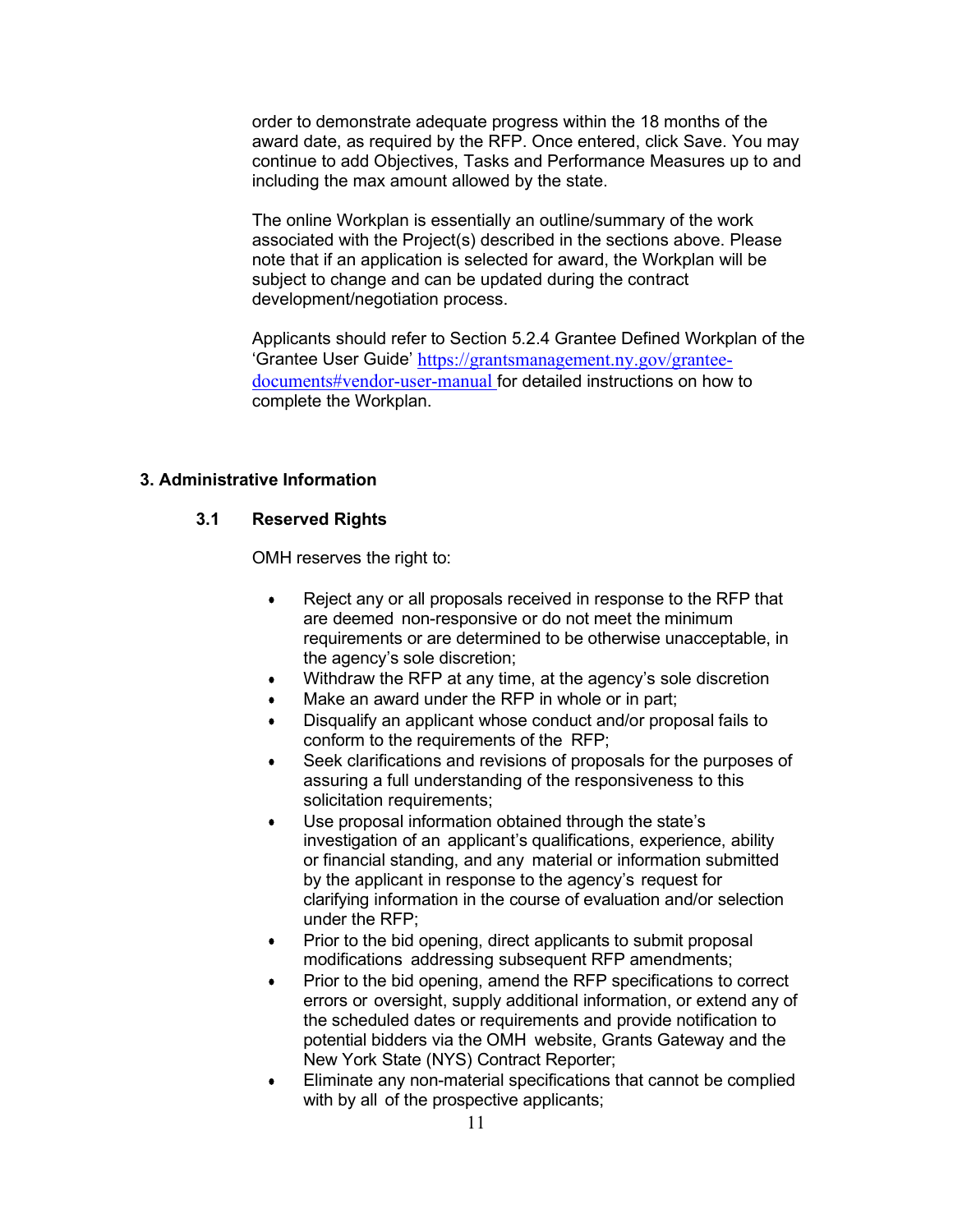order to demonstrate adequate progress within the 18 months of the award date, as required by the RFP. Once entered, click Save. You may continue to add Objectives, Tasks and Performance Measures up to and including the max amount allowed by the state.

The online Workplan is essentially an outline/summary of the work associated with the Project(s) described in the sections above. Please note that if an application is selected for award, the Workplan will be subject to change and can be updated during the contract development/negotiation process.

Applicants should refer to Section 5.2.4 Grantee Defined Workplan of the 'Grantee User Guide' [https://grantsmanagement.ny.gov/grantee-documents#vendor-user-manual](https://grantsmanagement.ny.gov/grantee-documents#vendor-user-manual) for detailed instructions on how to complete the Workplan.

## 3. Administrative Information

### 3.1 Reserved Rights

OMH reserves the right to:

- Reject any or all proposals received in response to the RFP that are deemed non-responsive or do not meet the minimum requirements or are determined to be otherwise unacceptable, in the agency's sole discretion;
- Withdraw the RFP at any time, at the agency's sole discretion
- Make an award under the RFP in whole or in part;
- Disqualify an applicant whose conduct and/or proposal fails to conform to the requirements of the RFP;
- Seek clarifications and revisions of proposals for the purposes of assuring a full understanding of the responsiveness to this solicitation requirements;
- Use proposal information obtained through the state's investigation of an applicant's qualifications, experience, ability or financial standing, and any material or information submitted by the applicant in response to the agency's request for clarifying information in the course of evaluation and/or selection under the RFP;
- Prior to the bid opening, direct applicants to submit proposal modifications addressing subsequent RFP amendments;
- Prior to the bid opening, amend the RFP specifications to correct errors or oversight, supply additional information, or extend any of the scheduled dates or requirements and provide notification to potential bidders via the OMH website, Grants Gateway and the New York State (NYS) Contract Reporter;
- Eliminate any non-material specifications that cannot be complied with by all of the prospective applicants;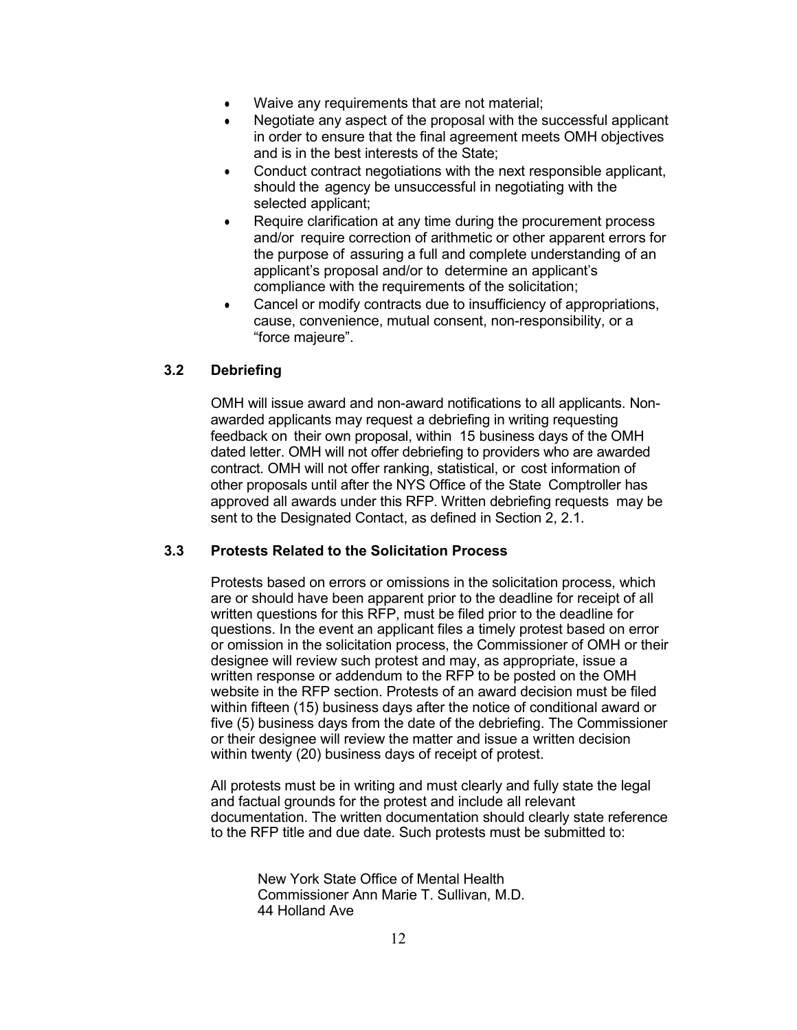- Waive any requirements that are not material;
- Negotiate any aspect of the proposal with the successful applicant in order to ensure that the final agreement meets OMH objectives and is in the best interests of the State;
- Conduct contract negotiations with the next responsible applicant, should the agency be unsuccessful in negotiating with the selected applicant;
- Require clarification at any time during the procurement process and/or require correction of arithmetic or other apparent errors for the purpose of assuring a full and complete understanding of an applicant's proposal and/or to determine an applicant's compliance with the requirements of the solicitation;
- Cancel or modify contracts due to insufficiency of appropriations, cause, convenience, mutual consent, non-responsibility, or a "force majeure".

### 3.2 Debriefing

OMH will issue award and non-award notifications to all applicants. Non-awarded applicants may request a debriefing in writing requesting feedback on their own proposal, within 15 business days of the OMH dated letter. OMH will not offer debriefing to providers who are awarded contract. OMH will not offer ranking, statistical, or cost information of other proposals until after the NYS Office of the State Comptroller has approved all awards under this RFP. Written debriefing requests may be sent to the Designated Contact, as defined in Section 2, 2.1.

### 3.3 Protests Related to the Solicitation Process

Protests based on errors or omissions in the solicitation process, which are or should have been apparent prior to the deadline for receipt of all written questions for this RFP, must be filed prior to the deadline for questions. In the event an applicant files a timely protest based on error or omission in the solicitation process, the Commissioner of OMH or their designee will review such protest and may, as appropriate, issue a written response or addendum to the RFP to be posted on the OMH website in the RFP section. Protests of an award decision must be filed within fifteen (15) business days after the notice of conditional award or five (5) business days from the date of the debriefing. The Commissioner or their designee will review the matter and issue a written decision within twenty (20) business days of receipt of protest.

All protests must be in writing and must clearly and fully state the legal and factual grounds for the protest and include all relevant documentation. The written documentation should clearly state reference to the RFP title and due date. Such protests must be submitted to:

New York State Office of Mental Health
Commissioner Ann Marie T. Sullivan, M.D.
44 Holland Ave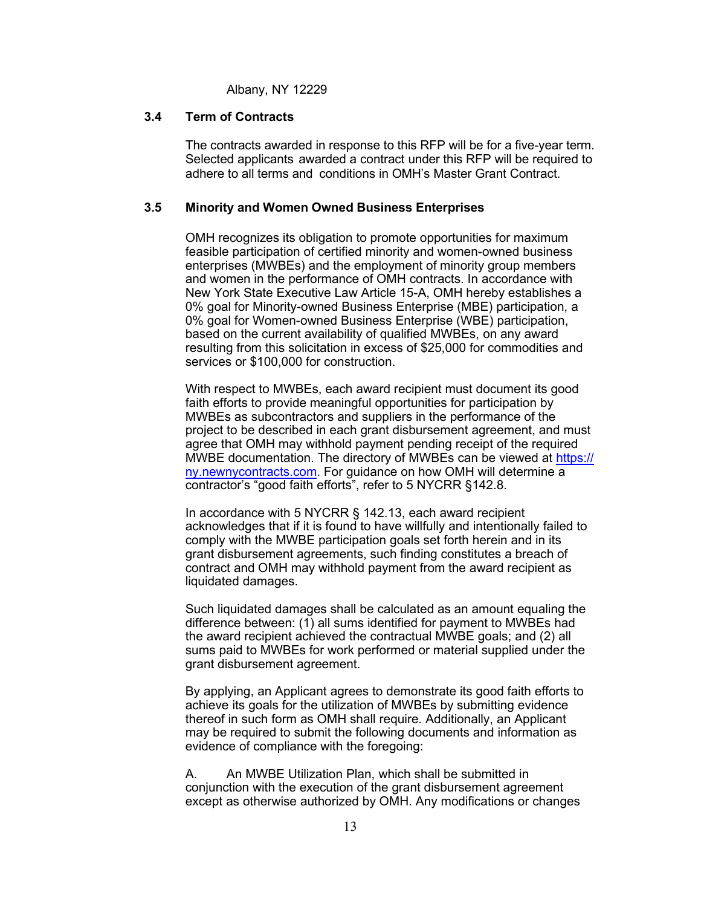Albany, NY 12229

### 3.4 Term of Contracts

The contracts awarded in response to this RFP will be for a five-year term. Selected applicants awarded a contract under this RFP will be required to adhere to all terms and conditions in OMH's Master Grant Contract.

### 3.5 Minority and Women Owned Business Enterprises

OMH recognizes its obligation to promote opportunities for maximum feasible participation of certified minority and women-owned business enterprises (MWBEs) and the employment of minority group members and women in the performance of OMH contracts. In accordance with New York State Executive Law Article 15-A, OMH hereby establishes a 0% goal for Minority-owned Business Enterprise (MBE) participation, a 0% goal for Women-owned Business Enterprise (WBE) participation, based on the current availability of qualified MWBEs, on any award resulting from this solicitation in excess of $25,000 for commodities and services or $100,000 for construction.

With respect to MWBEs, each award recipient must document its good faith efforts to provide meaningful opportunities for participation by MWBEs as subcontractors and suppliers in the performance of the project to be described in each grant disbursement agreement, and must agree that OMH may withhold payment pending receipt of the required MWBE documentation. The directory of MWBEs can be viewed at [https://ny.newnycontracts.com](https://ny.newnycontracts.com). For guidance on how OMH will determine a contractor's "good faith efforts", refer to 5 NYCRR §142.8.

In accordance with 5 NYCRR § 142.13, each award recipient acknowledges that if it is found to have willfully and intentionally failed to comply with the MWBE participation goals set forth herein and in its grant disbursement agreements, such finding constitutes a breach of contract and OMH may withhold payment from the award recipient as liquidated damages.

Such liquidated damages shall be calculated as an amount equaling the difference between: (1) all sums identified for payment to MWBEs had the award recipient achieved the contractual MWBE goals; and (2) all sums paid to MWBEs for work performed or material supplied under the grant disbursement agreement.

By applying, an Applicant agrees to demonstrate its good faith efforts to achieve its goals for the utilization of MWBEs by submitting evidence thereof in such form as OMH shall require. Additionally, an Applicant may be required to submit the following documents and information as evidence of compliance with the foregoing:

A. An MWBE Utilization Plan, which shall be submitted in conjunction with the execution of the grant disbursement agreement except as otherwise authorized by OMH. Any modifications or changes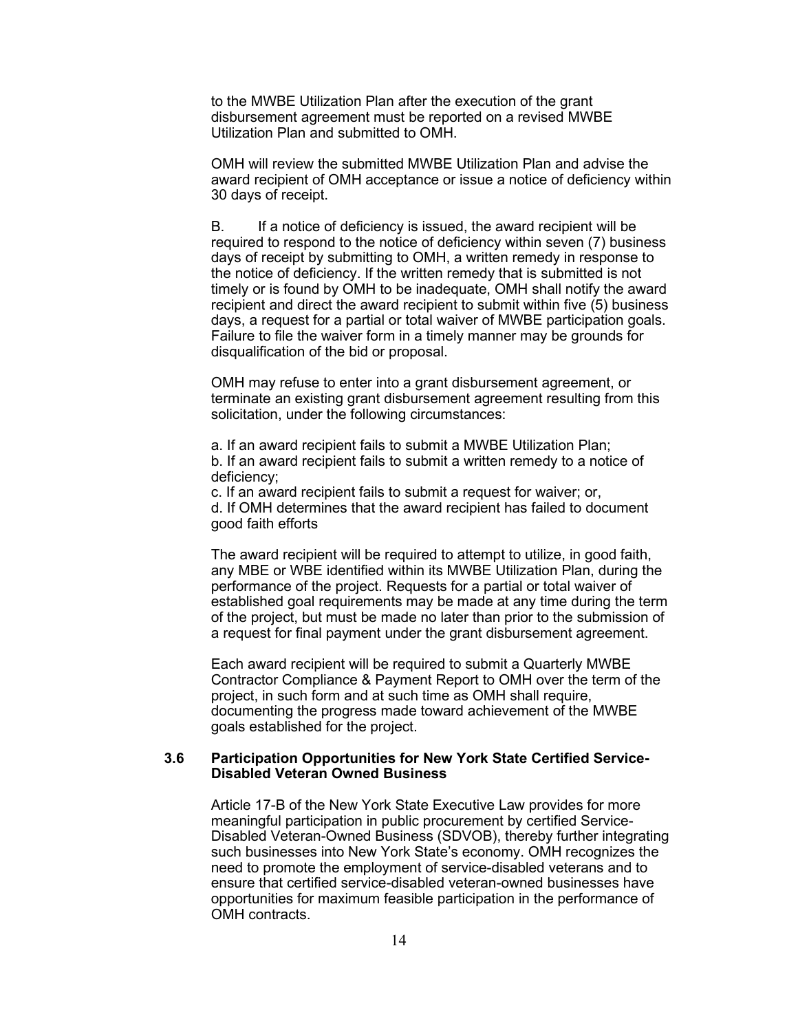to the MWBE Utilization Plan after the execution of the grant disbursement agreement must be reported on a revised MWBE Utilization Plan and submitted to OMH.

OMH will review the submitted MWBE Utilization Plan and advise the award recipient of OMH acceptance or issue a notice of deficiency within 30 days of receipt.

B. If a notice of deficiency is issued, the award recipient will be required to respond to the notice of deficiency within seven (7) business days of receipt by submitting to OMH, a written remedy in response to the notice of deficiency. If the written remedy that is submitted is not timely or is found by OMH to be inadequate, OMH shall notify the award recipient and direct the award recipient to submit within five (5) business days, a request for a partial or total waiver of MWBE participation goals. Failure to file the waiver form in a timely manner may be grounds for disqualification of the bid or proposal.

OMH may refuse to enter into a grant disbursement agreement, or terminate an existing grant disbursement agreement resulting from this solicitation, under the following circumstances:

a. If an award recipient fails to submit a MWBE Utilization Plan;
b. If an award recipient fails to submit a written remedy to a notice of deficiency;
c. If an award recipient fails to submit a request for waiver; or,
d. If OMH determines that the award recipient has failed to document good faith efforts

The award recipient will be required to attempt to utilize, in good faith, any MBE or WBE identified within its MWBE Utilization Plan, during the performance of the project. Requests for a partial or total waiver of established goal requirements may be made at any time during the term of the project, but must be made no later than prior to the submission of a request for final payment under the grant disbursement agreement.

Each award recipient will be required to submit a Quarterly MWBE Contractor Compliance & Payment Report to OMH over the term of the project, in such form and at such time as OMH shall require, documenting the progress made toward achievement of the MWBE goals established for the project.

### 3.6 Participation Opportunities for New York State Certified Service-Disabled Veteran Owned Business

Article 17-B of the New York State Executive Law provides for more meaningful participation in public procurement by certified Service-Disabled Veteran-Owned Business (SDVOB), thereby further integrating such businesses into New York State's economy. OMH recognizes the need to promote the employment of service-disabled veterans and to ensure that certified service-disabled veteran-owned businesses have opportunities for maximum feasible participation in the performance of OMH contracts.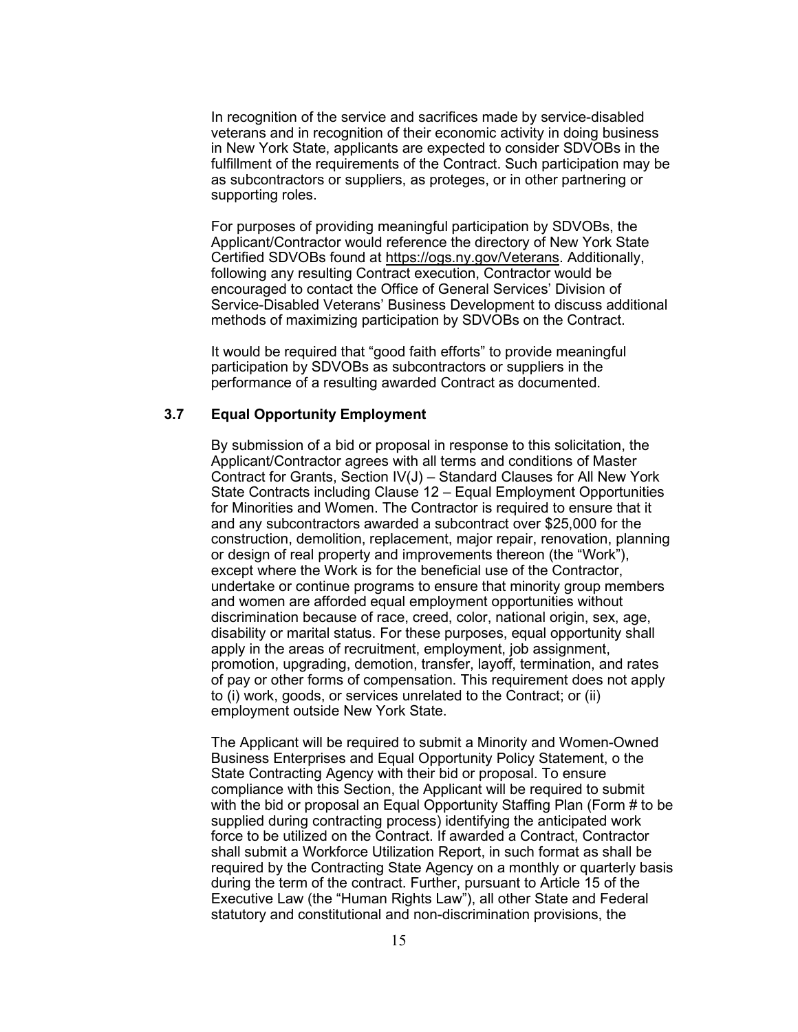In recognition of the service and sacrifices made by service-disabled veterans and in recognition of their economic activity in doing business in New York State, applicants are expected to consider SDVOBs in the fulfillment of the requirements of the Contract. Such participation may be as subcontractors or suppliers, as proteges, or in other partnering or supporting roles.

For purposes of providing meaningful participation by SDVOBs, the Applicant/Contractor would reference the directory of New York State Certified SDVOBs found at https://ogs.ny.gov/Veterans. Additionally, following any resulting Contract execution, Contractor would be encouraged to contact the Office of General Services' Division of Service-Disabled Veterans' Business Development to discuss additional methods of maximizing participation by SDVOBs on the Contract.

It would be required that "good faith efforts" to provide meaningful participation by SDVOBs as subcontractors or suppliers in the performance of a resulting awarded Contract as documented.

### 3.7 Equal Opportunity Employment

By submission of a bid or proposal in response to this solicitation, the Applicant/Contractor agrees with all terms and conditions of Master Contract for Grants, Section IV(J) – Standard Clauses for All New York State Contracts including Clause 12 – Equal Employment Opportunities for Minorities and Women. The Contractor is required to ensure that it and any subcontractors awarded a subcontract over $25,000 for the construction, demolition, replacement, major repair, renovation, planning or design of real property and improvements thereon (the "Work"), except where the Work is for the beneficial use of the Contractor, undertake or continue programs to ensure that minority group members and women are afforded equal employment opportunities without discrimination because of race, creed, color, national origin, sex, age, disability or marital status. For these purposes, equal opportunity shall apply in the areas of recruitment, employment, job assignment, promotion, upgrading, demotion, transfer, layoff, termination, and rates of pay or other forms of compensation. This requirement does not apply to (i) work, goods, or services unrelated to the Contract; or (ii) employment outside New York State.

The Applicant will be required to submit a Minority and Women-Owned Business Enterprises and Equal Opportunity Policy Statement, o the State Contracting Agency with their bid or proposal. To ensure compliance with this Section, the Applicant will be required to submit with the bid or proposal an Equal Opportunity Staffing Plan (Form # to be supplied during contracting process) identifying the anticipated work force to be utilized on the Contract. If awarded a Contract, Contractor shall submit a Workforce Utilization Report, in such format as shall be required by the Contracting State Agency on a monthly or quarterly basis during the term of the contract. Further, pursuant to Article 15 of the Executive Law (the "Human Rights Law"), all other State and Federal statutory and constitutional and non-discrimination provisions, the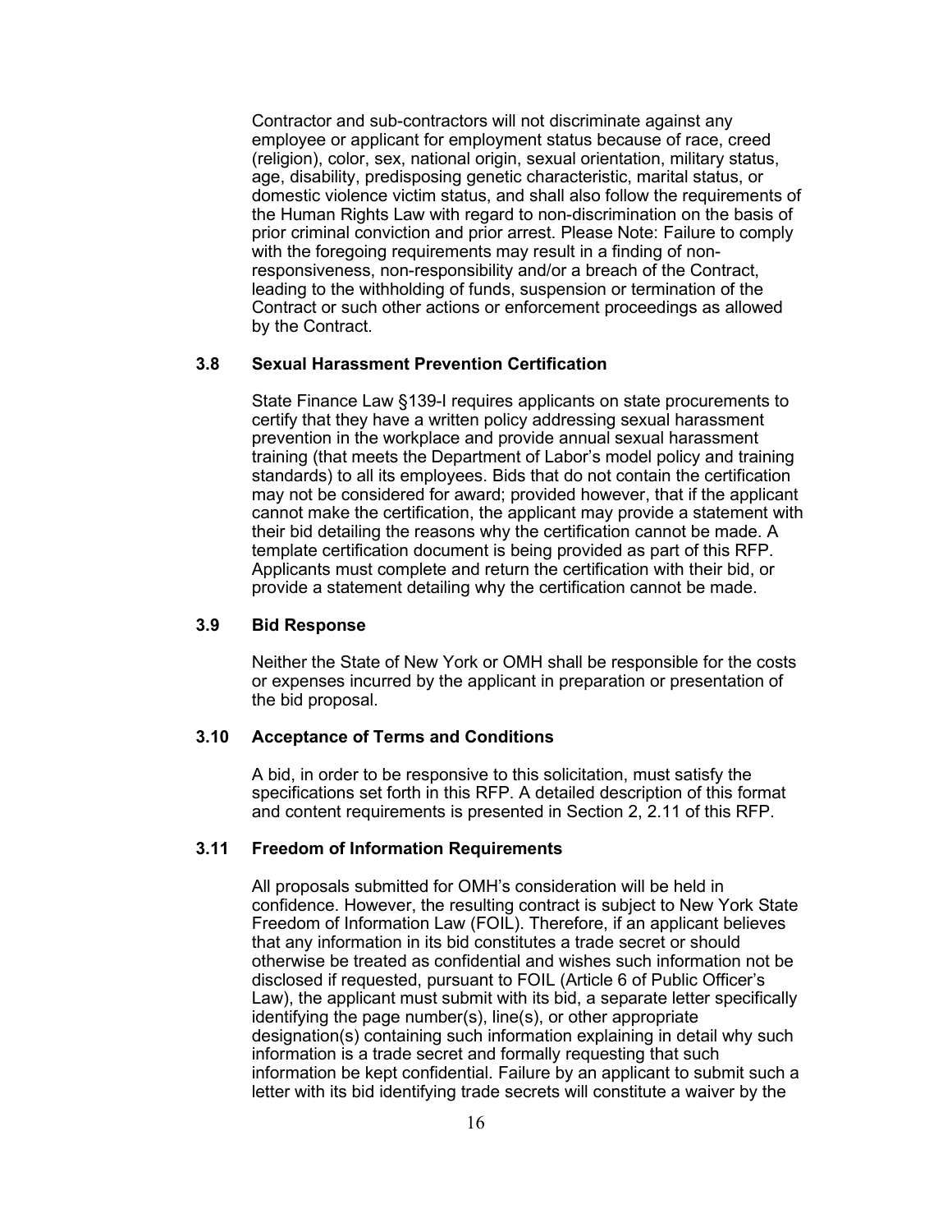Contractor and sub-contractors will not discriminate against any employee or applicant for employment status because of race, creed (religion), color, sex, national origin, sexual orientation, military status, age, disability, predisposing genetic characteristic, marital status, or domestic violence victim status, and shall also follow the requirements of the Human Rights Law with regard to non-discrimination on the basis of prior criminal conviction and prior arrest. Please Note: Failure to comply with the foregoing requirements may result in a finding of non-responsiveness, non-responsibility and/or a breach of the Contract, leading to the withholding of funds, suspension or termination of the Contract or such other actions or enforcement proceedings as allowed by the Contract.

### 3.8 Sexual Harassment Prevention Certification

State Finance Law §139-I requires applicants on state procurements to certify that they have a written policy addressing sexual harassment prevention in the workplace and provide annual sexual harassment training (that meets the Department of Labor's model policy and training standards) to all its employees. Bids that do not contain the certification may not be considered for award; provided however, that if the applicant cannot make the certification, the applicant may provide a statement with their bid detailing the reasons why the certification cannot be made. A template certification document is being provided as part of this RFP. Applicants must complete and return the certification with their bid, or provide a statement detailing why the certification cannot be made.

### 3.9 Bid Response

Neither the State of New York or OMH shall be responsible for the costs or expenses incurred by the applicant in preparation or presentation of the bid proposal.

### 3.10 Acceptance of Terms and Conditions

A bid, in order to be responsive to this solicitation, must satisfy the specifications set forth in this RFP. A detailed description of this format and content requirements is presented in Section 2, 2.11 of this RFP.

### 3.11 Freedom of Information Requirements

All proposals submitted for OMH's consideration will be held in confidence. However, the resulting contract is subject to New York State Freedom of Information Law (FOIL). Therefore, if an applicant believes that any information in its bid constitutes a trade secret or should otherwise be treated as confidential and wishes such information not be disclosed if requested, pursuant to FOIL (Article 6 of Public Officer's Law), the applicant must submit with its bid, a separate letter specifically identifying the page number(s), line(s), or other appropriate designation(s) containing such information explaining in detail why such information is a trade secret and formally requesting that such information be kept confidential. Failure by an applicant to submit such a letter with its bid identifying trade secrets will constitute a waiver by the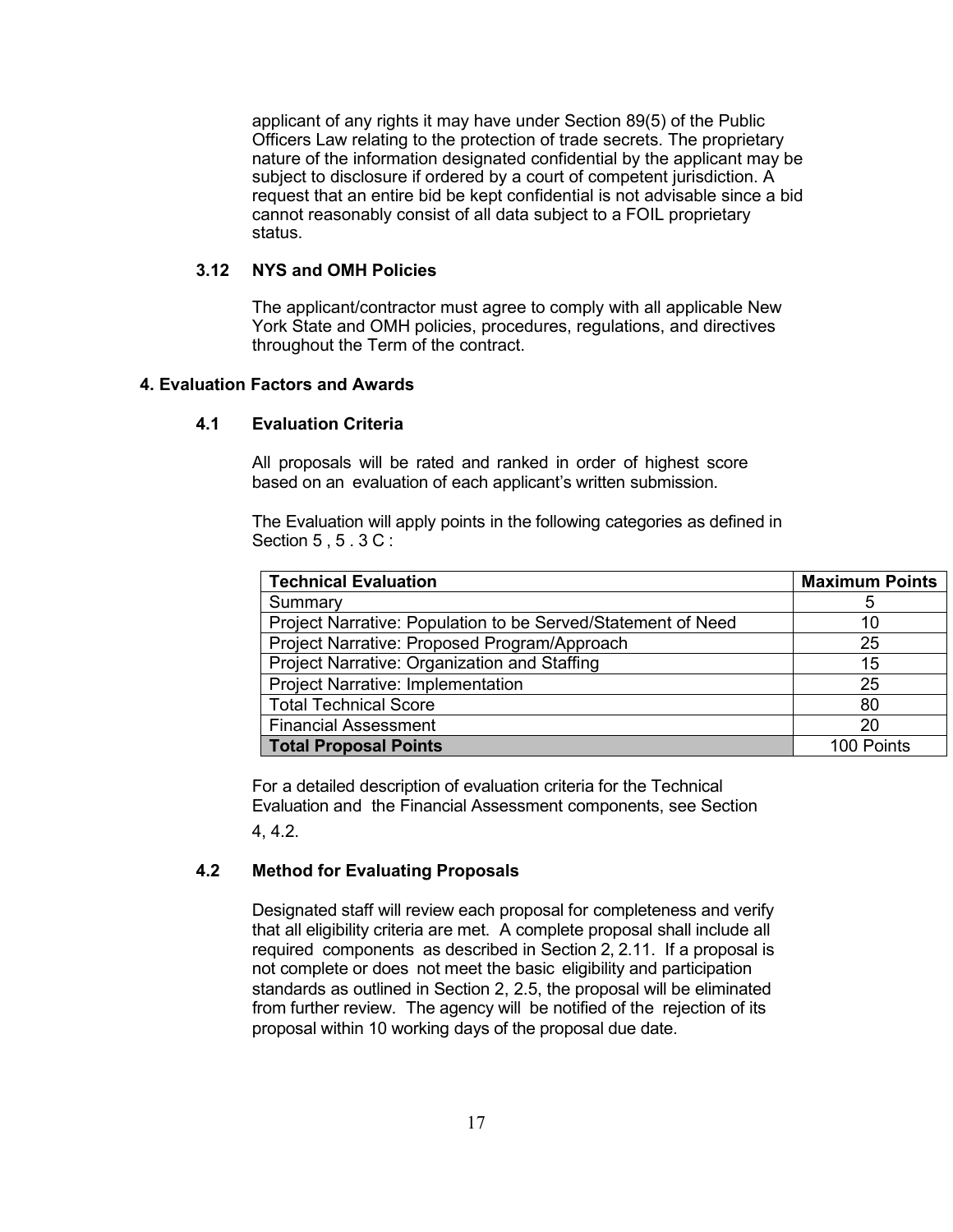applicant of any rights it may have under Section 89(5) of the Public Officers Law relating to the protection of trade secrets. The proprietary nature of the information designated confidential by the applicant may be subject to disclosure if ordered by a court of competent jurisdiction. A request that an entire bid be kept confidential is not advisable since a bid cannot reasonably consist of all data subject to a FOIL proprietary status.

### 3.12 NYS and OMH Policies

The applicant/contractor must agree to comply with all applicable New York State and OMH policies, procedures, regulations, and directives throughout the Term of the contract.

## 4. Evaluation Factors and Awards

### 4.1 Evaluation Criteria

All proposals will be rated and ranked in order of highest score based on an evaluation of each applicant's written submission.

The Evaluation will apply points in the following categories as defined in Section 5 , 5 . 3 C :

| Technical Evaluation | Maximum Points |
|---|---|
| Summary | 5 |
| Project Narrative: Population to be Served/Statement of Need | 10 |
| Project Narrative: Proposed Program/Approach | 25 |
| Project Narrative: Organization and Staffing | 15 |
| Project Narrative: Implementation | 25 |
| Total Technical Score | 80 |
| Financial Assessment | 20 |
| **Total Proposal Points** | 100 Points |

For a detailed description of evaluation criteria for the Technical Evaluation and the Financial Assessment components, see Section 4, 4.2.

### 4.2 Method for Evaluating Proposals

Designated staff will review each proposal for completeness and verify that all eligibility criteria are met. A complete proposal shall include all required components as described in Section 2, 2.11. If a proposal is not complete or does not meet the basic eligibility and participation standards as outlined in Section 2, 2.5, the proposal will be eliminated from further review. The agency will be notified of the rejection of its proposal within 10 working days of the proposal due date.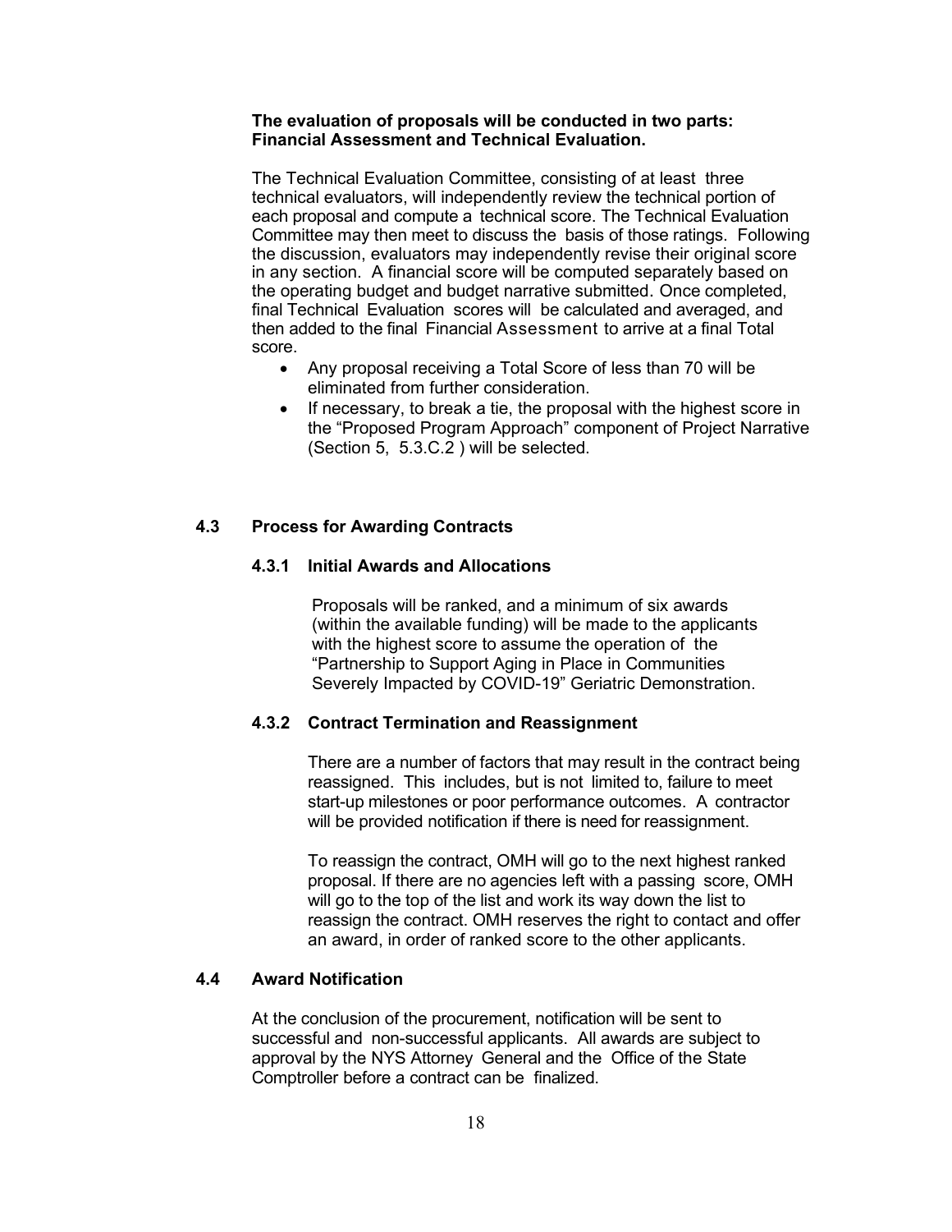**The evaluation of proposals will be conducted in two parts: Financial Assessment and Technical Evaluation.**

The Technical Evaluation Committee, consisting of at least three technical evaluators, will independently review the technical portion of each proposal and compute a technical score. The Technical Evaluation Committee may then meet to discuss the basis of those ratings. Following the discussion, evaluators may independently revise their original score in any section. A financial score will be computed separately based on the operating budget and budget narrative submitted. Once completed, final Technical Evaluation scores will be calculated and averaged, and then added to the final Financial Assessment to arrive at a final Total score.

- Any proposal receiving a Total Score of less than 70 will be eliminated from further consideration.
- If necessary, to break a tie, the proposal with the highest score in the "Proposed Program Approach" component of Project Narrative (Section 5, 5.3.C.2 ) will be selected.

## 4.3 Process for Awarding Contracts

### 4.3.1 Initial Awards and Allocations

Proposals will be ranked, and a minimum of six awards (within the available funding) will be made to the applicants with the highest score to assume the operation of the "Partnership to Support Aging in Place in Communities Severely Impacted by COVID-19" Geriatric Demonstration.

### 4.3.2 Contract Termination and Reassignment

There are a number of factors that may result in the contract being reassigned. This includes, but is not limited to, failure to meet start-up milestones or poor performance outcomes. A contractor will be provided notification if there is need for reassignment.

To reassign the contract, OMH will go to the next highest ranked proposal. If there are no agencies left with a passing score, OMH will go to the top of the list and work its way down the list to reassign the contract. OMH reserves the right to contact and offer an award, in order of ranked score to the other applicants.

## 4.4 Award Notification

At the conclusion of the procurement, notification will be sent to successful and non-successful applicants. All awards are subject to approval by the NYS Attorney General and the Office of the State Comptroller before a contract can be finalized.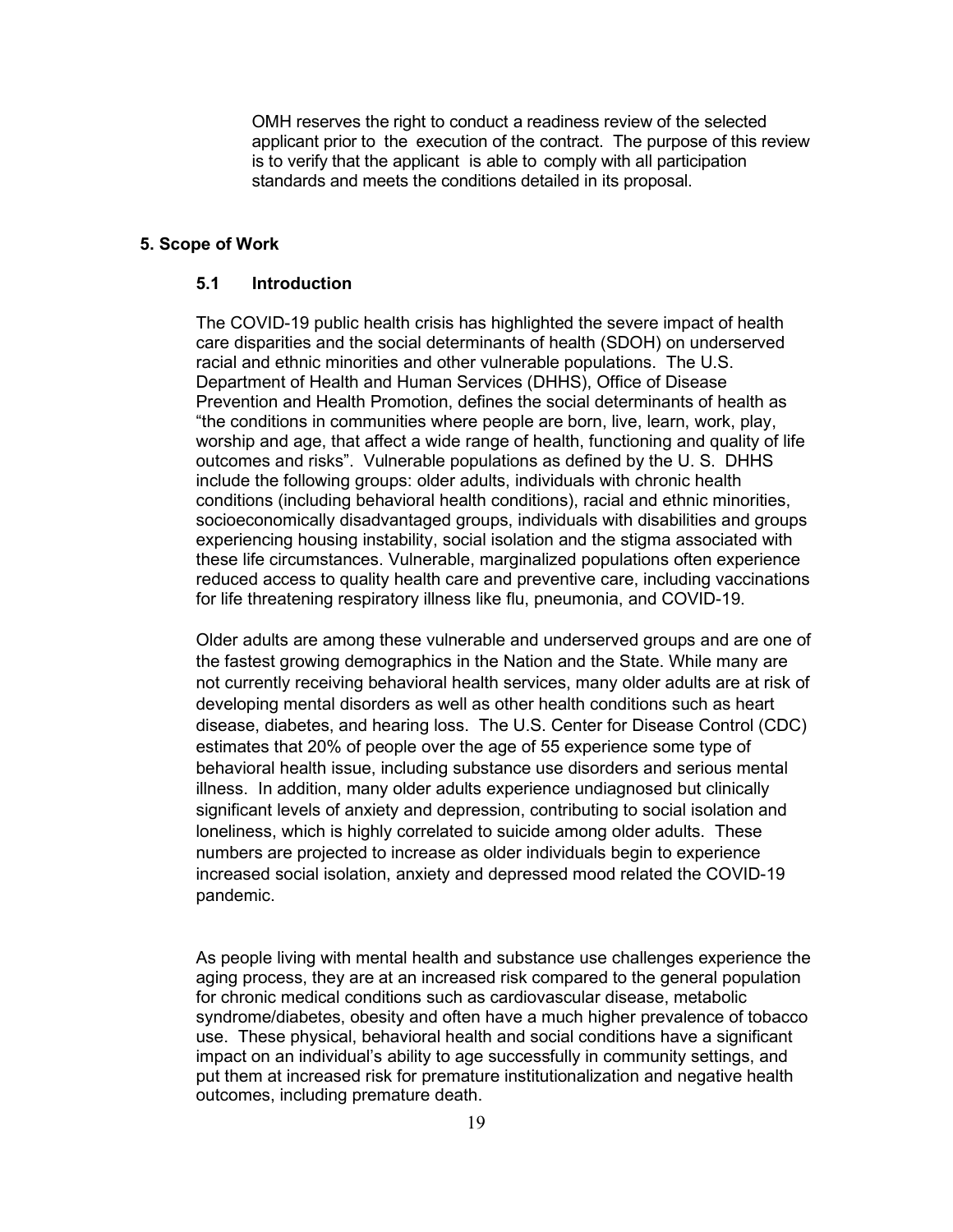OMH reserves the right to conduct a readiness review of the selected applicant prior to the execution of the contract. The purpose of this review is to verify that the applicant is able to comply with all participation standards and meets the conditions detailed in its proposal.

## 5. Scope of Work

### 5.1 Introduction

The COVID-19 public health crisis has highlighted the severe impact of health care disparities and the social determinants of health (SDOH) on underserved racial and ethnic minorities and other vulnerable populations. The U.S. Department of Health and Human Services (DHHS), Office of Disease Prevention and Health Promotion, defines the social determinants of health as "the conditions in communities where people are born, live, learn, work, play, worship and age, that affect a wide range of health, functioning and quality of life outcomes and risks". Vulnerable populations as defined by the U. S. DHHS include the following groups: older adults, individuals with chronic health conditions (including behavioral health conditions), racial and ethnic minorities, socioeconomically disadvantaged groups, individuals with disabilities and groups experiencing housing instability, social isolation and the stigma associated with these life circumstances. Vulnerable, marginalized populations often experience reduced access to quality health care and preventive care, including vaccinations for life threatening respiratory illness like flu, pneumonia, and COVID-19.

Older adults are among these vulnerable and underserved groups and are one of the fastest growing demographics in the Nation and the State. While many are not currently receiving behavioral health services, many older adults are at risk of developing mental disorders as well as other health conditions such as heart disease, diabetes, and hearing loss. The U.S. Center for Disease Control (CDC) estimates that 20% of people over the age of 55 experience some type of behavioral health issue, including substance use disorders and serious mental illness. In addition, many older adults experience undiagnosed but clinically significant levels of anxiety and depression, contributing to social isolation and loneliness, which is highly correlated to suicide among older adults. These numbers are projected to increase as older individuals begin to experience increased social isolation, anxiety and depressed mood related the COVID-19 pandemic.

As people living with mental health and substance use challenges experience the aging process, they are at an increased risk compared to the general population for chronic medical conditions such as cardiovascular disease, metabolic syndrome/diabetes, obesity and often have a much higher prevalence of tobacco use. These physical, behavioral health and social conditions have a significant impact on an individual's ability to age successfully in community settings, and put them at increased risk for premature institutionalization and negative health outcomes, including premature death.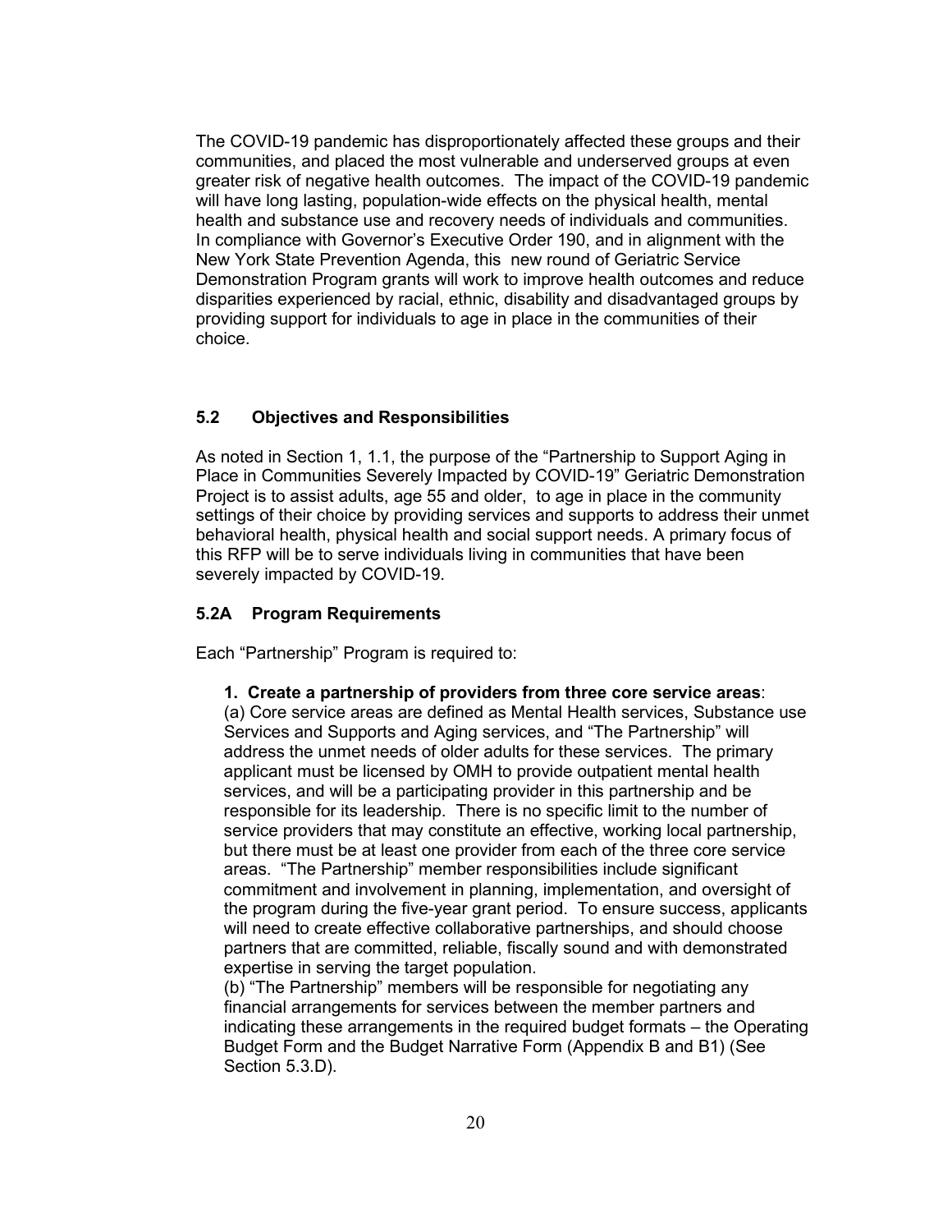The COVID-19 pandemic has disproportionately affected these groups and their communities, and placed the most vulnerable and underserved groups at even greater risk of negative health outcomes. The impact of the COVID-19 pandemic will have long lasting, population-wide effects on the physical health, mental health and substance use and recovery needs of individuals and communities. In compliance with Governor's Executive Order 190, and in alignment with the New York State Prevention Agenda, this new round of Geriatric Service Demonstration Program grants will work to improve health outcomes and reduce disparities experienced by racial, ethnic, disability and disadvantaged groups by providing support for individuals to age in place in the communities of their choice.

### 5.2 Objectives and Responsibilities

As noted in Section 1, 1.1, the purpose of the "Partnership to Support Aging in Place in Communities Severely Impacted by COVID-19" Geriatric Demonstration Project is to assist adults, age 55 and older, to age in place in the community settings of their choice by providing services and supports to address their unmet behavioral health, physical health and social support needs. A primary focus of this RFP will be to serve individuals living in communities that have been severely impacted by COVID-19.

### 5.2A Program Requirements

Each "Partnership" Program is required to:

**1. Create a partnership of providers from three core service areas**:
(a) Core service areas are defined as Mental Health services, Substance use Services and Supports and Aging services, and "The Partnership" will address the unmet needs of older adults for these services. The primary applicant must be licensed by OMH to provide outpatient mental health services, and will be a participating provider in this partnership and be responsible for its leadership. There is no specific limit to the number of service providers that may constitute an effective, working local partnership, but there must be at least one provider from each of the three core service areas. "The Partnership" member responsibilities include significant commitment and involvement in planning, implementation, and oversight of the program during the five-year grant period. To ensure success, applicants will need to create effective collaborative partnerships, and should choose partners that are committed, reliable, fiscally sound and with demonstrated expertise in serving the target population.
(b) "The Partnership" members will be responsible for negotiating any financial arrangements for services between the member partners and indicating these arrangements in the required budget formats – the Operating Budget Form and the Budget Narrative Form (Appendix B and B1) (See Section 5.3.D).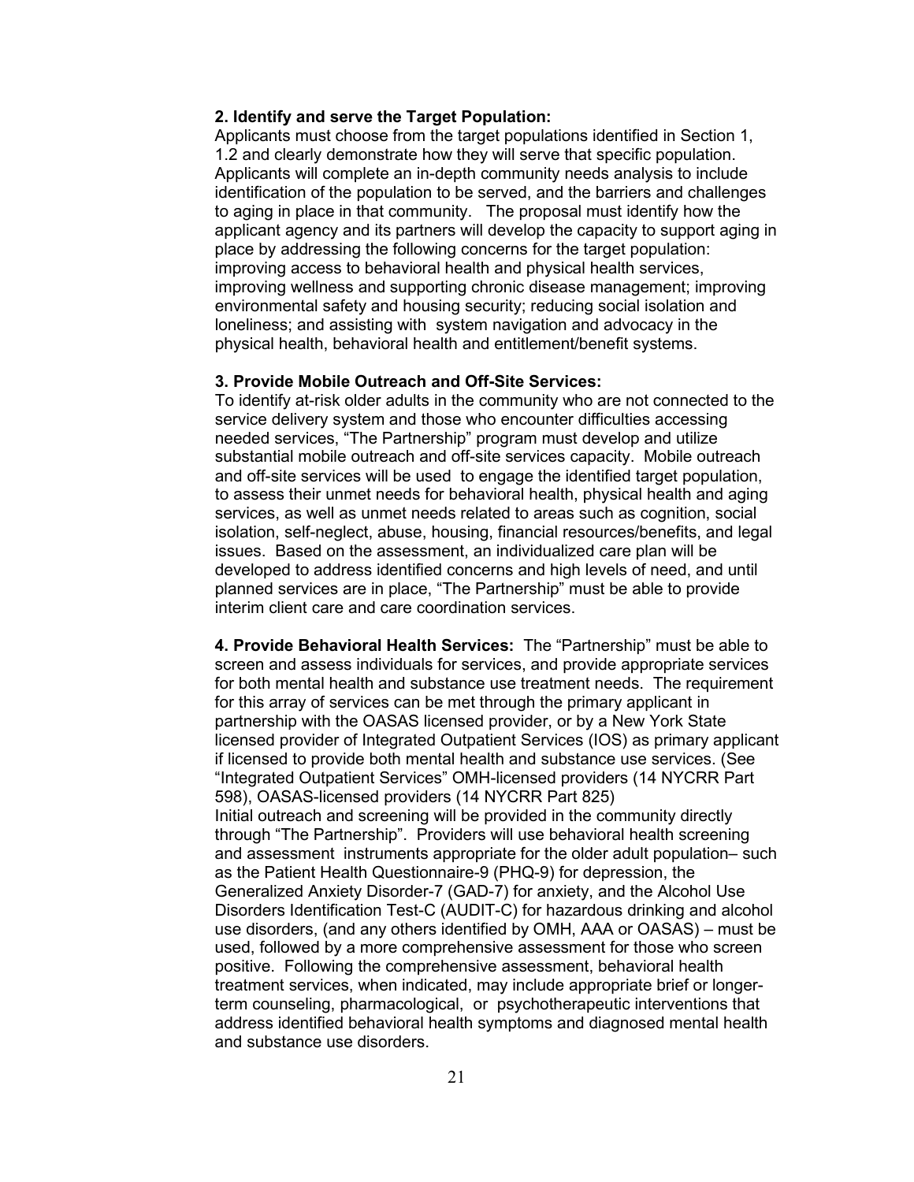**2. Identify and serve the Target Population:**
Applicants must choose from the target populations identified in Section 1, 1.2 and clearly demonstrate how they will serve that specific population. Applicants will complete an in-depth community needs analysis to include identification of the population to be served, and the barriers and challenges to aging in place in that community. The proposal must identify how the applicant agency and its partners will develop the capacity to support aging in place by addressing the following concerns for the target population: improving access to behavioral health and physical health services, improving wellness and supporting chronic disease management; improving environmental safety and housing security; reducing social isolation and loneliness; and assisting with system navigation and advocacy in the physical health, behavioral health and entitlement/benefit systems.

**3. Provide Mobile Outreach and Off-Site Services:**
To identify at-risk older adults in the community who are not connected to the service delivery system and those who encounter difficulties accessing needed services, "The Partnership" program must develop and utilize substantial mobile outreach and off-site services capacity. Mobile outreach and off-site services will be used to engage the identified target population, to assess their unmet needs for behavioral health, physical health and aging services, as well as unmet needs related to areas such as cognition, social isolation, self-neglect, abuse, housing, financial resources/benefits, and legal issues. Based on the assessment, an individualized care plan will be developed to address identified concerns and high levels of need, and until planned services are in place, "The Partnership" must be able to provide interim client care and care coordination services.

**4. Provide Behavioral Health Services:** The "Partnership" must be able to screen and assess individuals for services, and provide appropriate services for both mental health and substance use treatment needs. The requirement for this array of services can be met through the primary applicant in partnership with the OASAS licensed provider, or by a New York State licensed provider of Integrated Outpatient Services (IOS) as primary applicant if licensed to provide both mental health and substance use services. (See "Integrated Outpatient Services" OMH-licensed providers (14 NYCRR Part 598), OASAS-licensed providers (14 NYCRR Part 825)
Initial outreach and screening will be provided in the community directly through "The Partnership". Providers will use behavioral health screening and assessment instruments appropriate for the older adult population– such as the Patient Health Questionnaire-9 (PHQ-9) for depression, the Generalized Anxiety Disorder-7 (GAD-7) for anxiety, and the Alcohol Use Disorders Identification Test-C (AUDIT-C) for hazardous drinking and alcohol use disorders, (and any others identified by OMH, AAA or OASAS) – must be used, followed by a more comprehensive assessment for those who screen positive. Following the comprehensive assessment, behavioral health treatment services, when indicated, may include appropriate brief or longer-term counseling, pharmacological, or psychotherapeutic interventions that address identified behavioral health symptoms and diagnosed mental health and substance use disorders.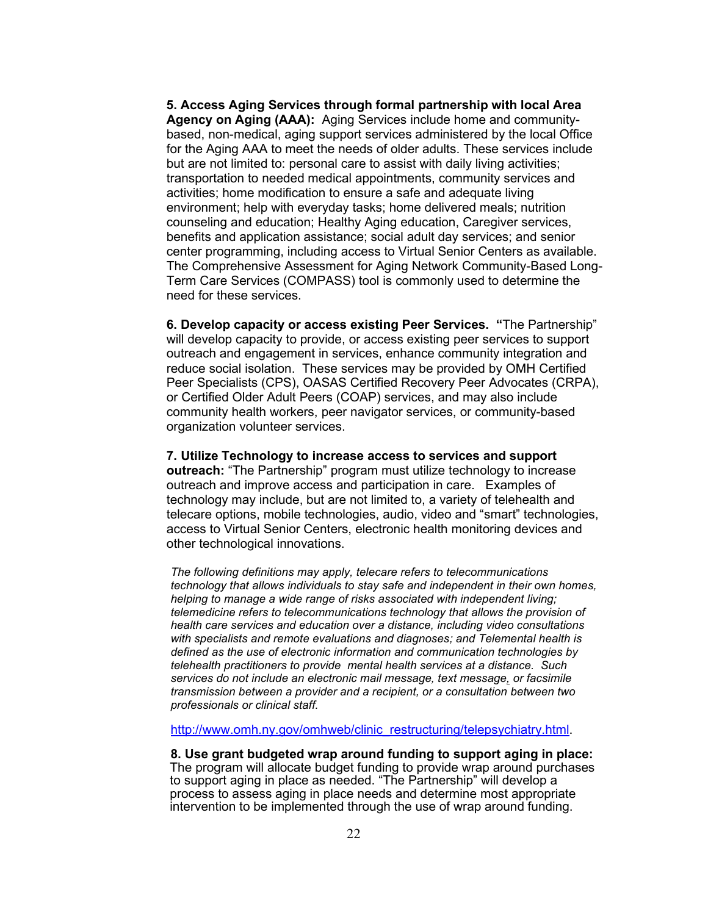**5. Access Aging Services through formal partnership with local Area Agency on Aging (AAA):** Aging Services include home and community-based, non-medical, aging support services administered by the local Office for the Aging AAA to meet the needs of older adults. These services include but are not limited to: personal care to assist with daily living activities; transportation to needed medical appointments, community services and activities; home modification to ensure a safe and adequate living environment; help with everyday tasks; home delivered meals; nutrition counseling and education; Healthy Aging education, Caregiver services, benefits and application assistance; social adult day services; and senior center programming, including access to Virtual Senior Centers as available. The Comprehensive Assessment for Aging Network Community-Based Long-Term Care Services (COMPASS) tool is commonly used to determine the need for these services.

**6. Develop capacity or access existing Peer Services. "**The Partnership" will develop capacity to provide, or access existing peer services to support outreach and engagement in services, enhance community integration and reduce social isolation. These services may be provided by OMH Certified Peer Specialists (CPS), OASAS Certified Recovery Peer Advocates (CRPA), or Certified Older Adult Peers (COAP) services, and may also include community health workers, peer navigator services, or community-based organization volunteer services.

**7. Utilize Technology to increase access to services and support outreach:** "The Partnership" program must utilize technology to increase outreach and improve access and participation in care. Examples of technology may include, but are not limited to, a variety of telehealth and telecare options, mobile technologies, audio, video and "smart" technologies, access to Virtual Senior Centers, electronic health monitoring devices and other technological innovations.

*The following definitions may apply, telecare refers to telecommunications technology that allows individuals to stay safe and independent in their own homes, helping to manage a wide range of risks associated with independent living; telemedicine refers to telecommunications technology that allows the provision of health care services and education over a distance, including video consultations with specialists and remote evaluations and diagnoses; and Telemental health is defined as the use of electronic information and communication technologies by telehealth practitioners to provide mental health services at a distance. Such services do not include an electronic mail message, text message, or facsimile transmission between a provider and a recipient, or a consultation between two professionals or clinical staff.*

http://www.omh.ny.gov/omhweb/clinic_restructuring/telepsychiatry.html.

**8. Use grant budgeted wrap around funding to support aging in place:** The program will allocate budget funding to provide wrap around purchases to support aging in place as needed. "The Partnership" will develop a process to assess aging in place needs and determine most appropriate intervention to be implemented through the use of wrap around funding.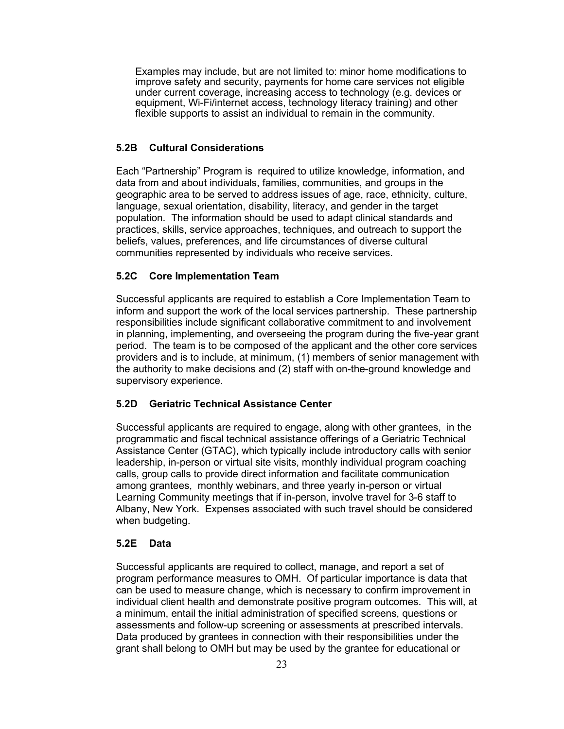Examples may include, but are not limited to: minor home modifications to improve safety and security, payments for home care services not eligible under current coverage, increasing access to technology (e.g. devices or equipment, Wi-Fi/internet access, technology literacy training) and other flexible supports to assist an individual to remain in the community.

### 5.2B Cultural Considerations

Each "Partnership" Program is required to utilize knowledge, information, and data from and about individuals, families, communities, and groups in the geographic area to be served to address issues of age, race, ethnicity, culture, language, sexual orientation, disability, literacy, and gender in the target population. The information should be used to adapt clinical standards and practices, skills, service approaches, techniques, and outreach to support the beliefs, values, preferences, and life circumstances of diverse cultural communities represented by individuals who receive services.

### 5.2C Core Implementation Team

Successful applicants are required to establish a Core Implementation Team to inform and support the work of the local services partnership. These partnership responsibilities include significant collaborative commitment to and involvement in planning, implementing, and overseeing the program during the five-year grant period. The team is to be composed of the applicant and the other core services providers and is to include, at minimum, (1) members of senior management with the authority to make decisions and (2) staff with on-the-ground knowledge and supervisory experience.

### 5.2D Geriatric Technical Assistance Center

Successful applicants are required to engage, along with other grantees, in the programmatic and fiscal technical assistance offerings of a Geriatric Technical Assistance Center (GTAC), which typically include introductory calls with senior leadership, in-person or virtual site visits, monthly individual program coaching calls, group calls to provide direct information and facilitate communication among grantees, monthly webinars, and three yearly in-person or virtual Learning Community meetings that if in-person, involve travel for 3-6 staff to Albany, New York. Expenses associated with such travel should be considered when budgeting.

### 5.2E Data

Successful applicants are required to collect, manage, and report a set of program performance measures to OMH. Of particular importance is data that can be used to measure change, which is necessary to confirm improvement in individual client health and demonstrate positive program outcomes. This will, at a minimum, entail the initial administration of specified screens, questions or assessments and follow-up screening or assessments at prescribed intervals. Data produced by grantees in connection with their responsibilities under the grant shall belong to OMH but may be used by the grantee for educational or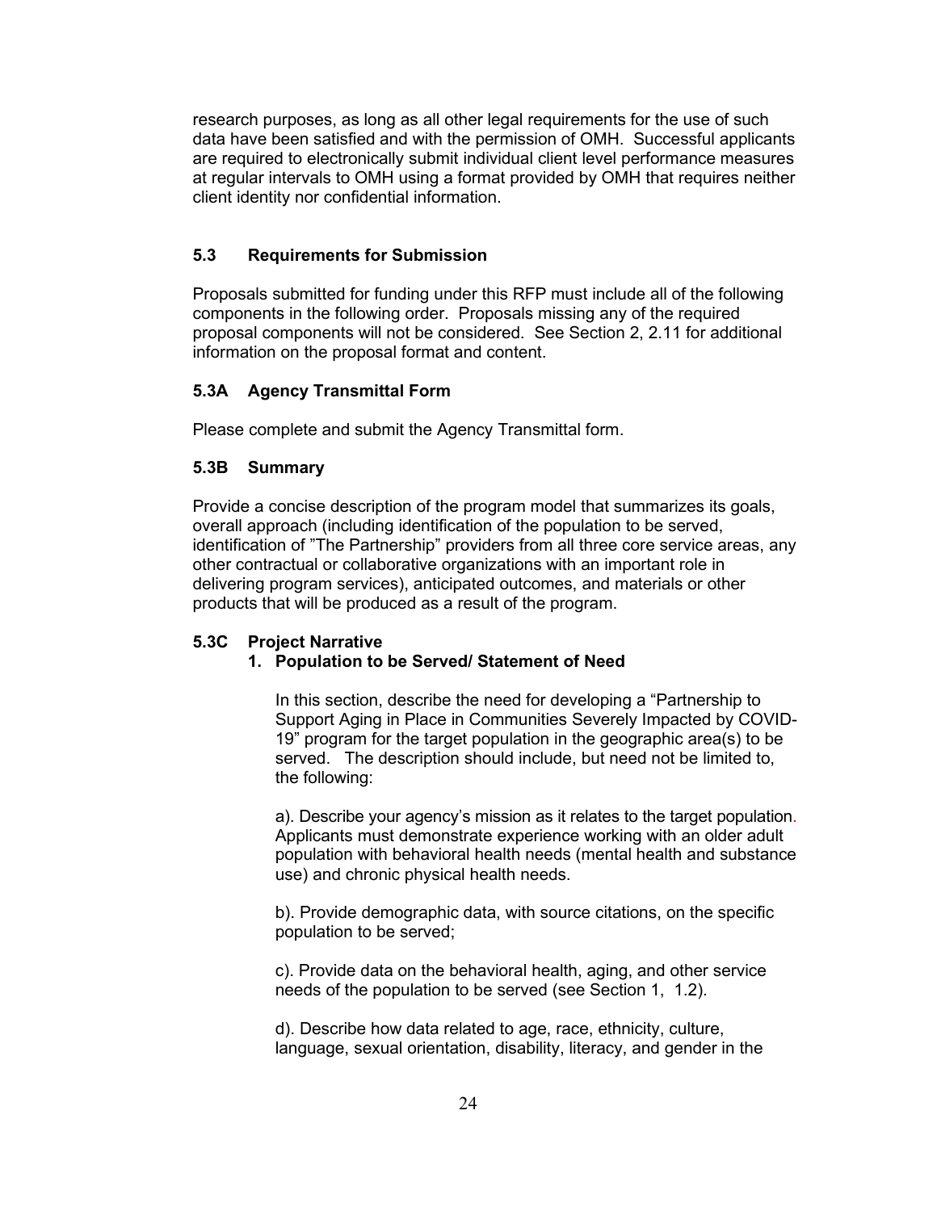research purposes, as long as all other legal requirements for the use of such data have been satisfied and with the permission of OMH. Successful applicants are required to electronically submit individual client level performance measures at regular intervals to OMH using a format provided by OMH that requires neither client identity nor confidential information.

### 5.3 Requirements for Submission

Proposals submitted for funding under this RFP must include all of the following components in the following order. Proposals missing any of the required proposal components will not be considered. See Section 2, 2.11 for additional information on the proposal format and content.

### 5.3A Agency Transmittal Form

Please complete and submit the Agency Transmittal form.

### 5.3B Summary

Provide a concise description of the program model that summarizes its goals, overall approach (including identification of the population to be served, identification of "The Partnership" providers from all three core service areas, any other contractual or collaborative organizations with an important role in delivering program services), anticipated outcomes, and materials or other products that will be produced as a result of the program.

### 5.3C Project Narrative

**1. Population to be Served/ Statement of Need**

In this section, describe the need for developing a "Partnership to Support Aging in Place in Communities Severely Impacted by COVID-19" program for the target population in the geographic area(s) to be served. The description should include, but need not be limited to, the following:

a). Describe your agency's mission as it relates to the target population. Applicants must demonstrate experience working with an older adult population with behavioral health needs (mental health and substance use) and chronic physical health needs.

b). Provide demographic data, with source citations, on the specific population to be served;

c). Provide data on the behavioral health, aging, and other service needs of the population to be served (see Section 1, 1.2).

d). Describe how data related to age, race, ethnicity, culture, language, sexual orientation, disability, literacy, and gender in the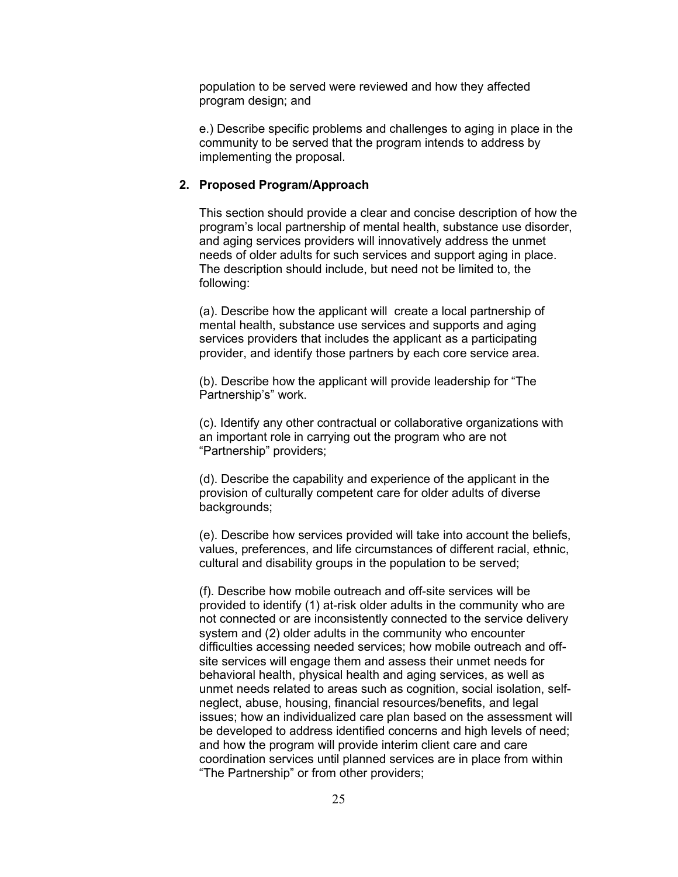population to be served were reviewed and how they affected program design; and

e.) Describe specific problems and challenges to aging in place in the community to be served that the program intends to address by implementing the proposal.

**2. Proposed Program/Approach**

This section should provide a clear and concise description of how the program's local partnership of mental health, substance use disorder, and aging services providers will innovatively address the unmet needs of older adults for such services and support aging in place. The description should include, but need not be limited to, the following:

(a). Describe how the applicant will create a local partnership of mental health, substance use services and supports and aging services providers that includes the applicant as a participating provider, and identify those partners by each core service area.

(b). Describe how the applicant will provide leadership for "The Partnership's" work.

(c). Identify any other contractual or collaborative organizations with an important role in carrying out the program who are not "Partnership" providers;

(d). Describe the capability and experience of the applicant in the provision of culturally competent care for older adults of diverse backgrounds;

(e). Describe how services provided will take into account the beliefs, values, preferences, and life circumstances of different racial, ethnic, cultural and disability groups in the population to be served;

(f). Describe how mobile outreach and off-site services will be provided to identify (1) at-risk older adults in the community who are not connected or are inconsistently connected to the service delivery system and (2) older adults in the community who encounter difficulties accessing needed services; how mobile outreach and off-site services will engage them and assess their unmet needs for behavioral health, physical health and aging services, as well as unmet needs related to areas such as cognition, social isolation, self-neglect, abuse, housing, financial resources/benefits, and legal issues; how an individualized care plan based on the assessment will be developed to address identified concerns and high levels of need; and how the program will provide interim client care and care coordination services until planned services are in place from within "The Partnership" or from other providers;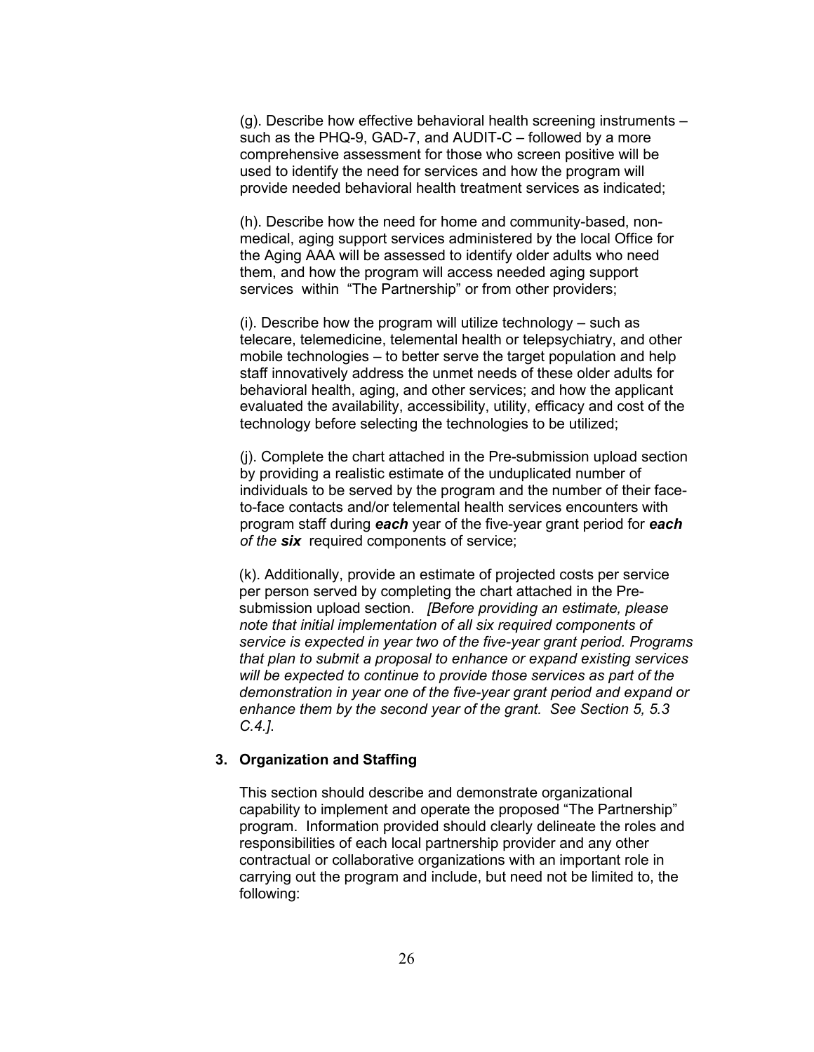(g). Describe how effective behavioral health screening instruments – such as the PHQ-9, GAD-7, and AUDIT-C – followed by a more comprehensive assessment for those who screen positive will be used to identify the need for services and how the program will provide needed behavioral health treatment services as indicated;

(h). Describe how the need for home and community-based, non-medical, aging support services administered by the local Office for the Aging AAA will be assessed to identify older adults who need them, and how the program will access needed aging support services within "The Partnership" or from other providers;

(i). Describe how the program will utilize technology – such as telecare, telemedicine, telemental health or telepsychiatry, and other mobile technologies – to better serve the target population and help staff innovatively address the unmet needs of these older adults for behavioral health, aging, and other services; and how the applicant evaluated the availability, accessibility, utility, efficacy and cost of the technology before selecting the technologies to be utilized;

(j). Complete the chart attached in the Pre-submission upload section by providing a realistic estimate of the unduplicated number of individuals to be served by the program and the number of their face-to-face contacts and/or telemental health services encounters with program staff during ***each*** year of the five-year grant period for ***each*** *of the* ***six*** required components of service;

(k). Additionally, provide an estimate of projected costs per service per person served by completing the chart attached in the Pre-submission upload section. *[Before providing an estimate, please note that initial implementation of all six required components of service is expected in year two of the five-year grant period. Programs that plan to submit a proposal to enhance or expand existing services will be expected to continue to provide those services as part of the demonstration in year one of the five-year grant period and expand or enhance them by the second year of the grant. See Section 5, 5.3 C.4.]*.

**3. Organization and Staffing**

This section should describe and demonstrate organizational capability to implement and operate the proposed "The Partnership" program. Information provided should clearly delineate the roles and responsibilities of each local partnership provider and any other contractual or collaborative organizations with an important role in carrying out the program and include, but need not be limited to, the following: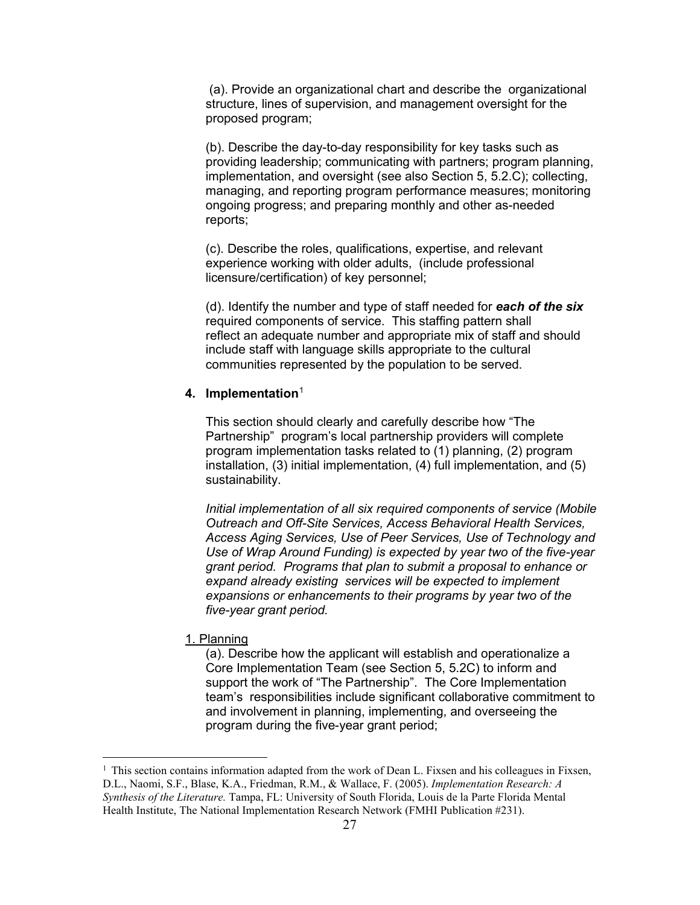(a). Provide an organizational chart and describe the organizational structure, lines of supervision, and management oversight for the proposed program;

(b). Describe the day-to-day responsibility for key tasks such as providing leadership; communicating with partners; program planning, implementation, and oversight (see also Section 5, 5.2.C); collecting, managing, and reporting program performance measures; monitoring ongoing progress; and preparing monthly and other as-needed reports;

(c). Describe the roles, qualifications, expertise, and relevant experience working with older adults, (include professional licensure/certification) of key personnel;

(d). Identify the number and type of staff needed for ***each of the six*** required components of service. This staffing pattern shall reflect an adequate number and appropriate mix of staff and should include staff with language skills appropriate to the cultural communities represented by the population to be served.

**4. Implementation**[1]

This section should clearly and carefully describe how "The Partnership" program's local partnership providers will complete program implementation tasks related to (1) planning, (2) program installation, (3) initial implementation, (4) full implementation, and (5) sustainability.

*Initial implementation of all six required components of service (Mobile Outreach and Off-Site Services, Access Behavioral Health Services, Access Aging Services, Use of Peer Services, Use of Technology and Use of Wrap Around Funding) is expected by year two of the five-year grant period. Programs that plan to submit a proposal to enhance or expand already existing services will be expected to implement expansions or enhancements to their programs by year two of the five-year grant period.*

1. Planning

(a). Describe how the applicant will establish and operationalize a Core Implementation Team (see Section 5, 5.2C) to inform and support the work of "The Partnership". The Core Implementation team's responsibilities include significant collaborative commitment to and involvement in planning, implementing, and overseeing the program during the five-year grant period;

---

[1] This section contains information adapted from the work of Dean L. Fixsen and his colleagues in Fixsen, D.L., Naomi, S.F., Blase, K.A., Friedman, R.M., & Wallace, F. (2005). *Implementation Research: A Synthesis of the Literature.* Tampa, FL: University of South Florida, Louis de la Parte Florida Mental Health Institute, The National Implementation Research Network (FMHI Publication #231).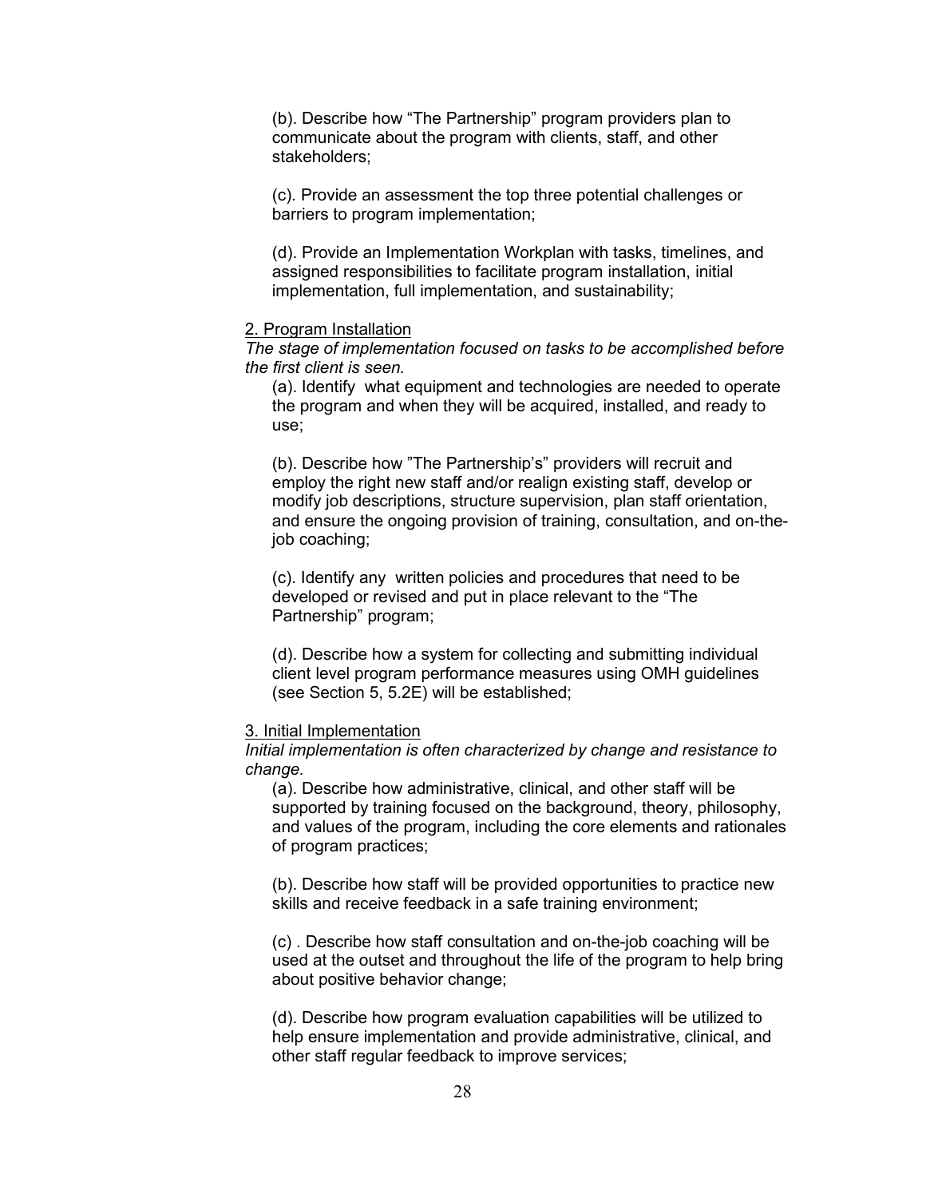(b). Describe how “The Partnership” program providers plan to communicate about the program with clients, staff, and other stakeholders;

(c). Provide an assessment the top three potential challenges or barriers to program implementation;

(d). Provide an Implementation Workplan with tasks, timelines, and assigned responsibilities to facilitate program installation, initial implementation, full implementation, and sustainability;

<u>2. Program Installation</u>

*The stage of implementation focused on tasks to be accomplished before the first client is seen.*

(a). Identify what equipment and technologies are needed to operate the program and when they will be acquired, installed, and ready to use;

(b). Describe how ”The Partnership’s” providers will recruit and employ the right new staff and/or realign existing staff, develop or modify job descriptions, structure supervision, plan staff orientation, and ensure the ongoing provision of training, consultation, and on-the-job coaching;

(c). Identify any written policies and procedures that need to be developed or revised and put in place relevant to the “The Partnership” program;

(d). Describe how a system for collecting and submitting individual client level program performance measures using OMH guidelines (see Section 5, 5.2E) will be established;

<u>3. Initial Implementation</u>

*Initial implementation is often characterized by change and resistance to change.*

(a). Describe how administrative, clinical, and other staff will be supported by training focused on the background, theory, philosophy, and values of the program, including the core elements and rationales of program practices;

(b). Describe how staff will be provided opportunities to practice new skills and receive feedback in a safe training environment;

(c) . Describe how staff consultation and on-the-job coaching will be used at the outset and throughout the life of the program to help bring about positive behavior change;

(d). Describe how program evaluation capabilities will be utilized to help ensure implementation and provide administrative, clinical, and other staff regular feedback to improve services;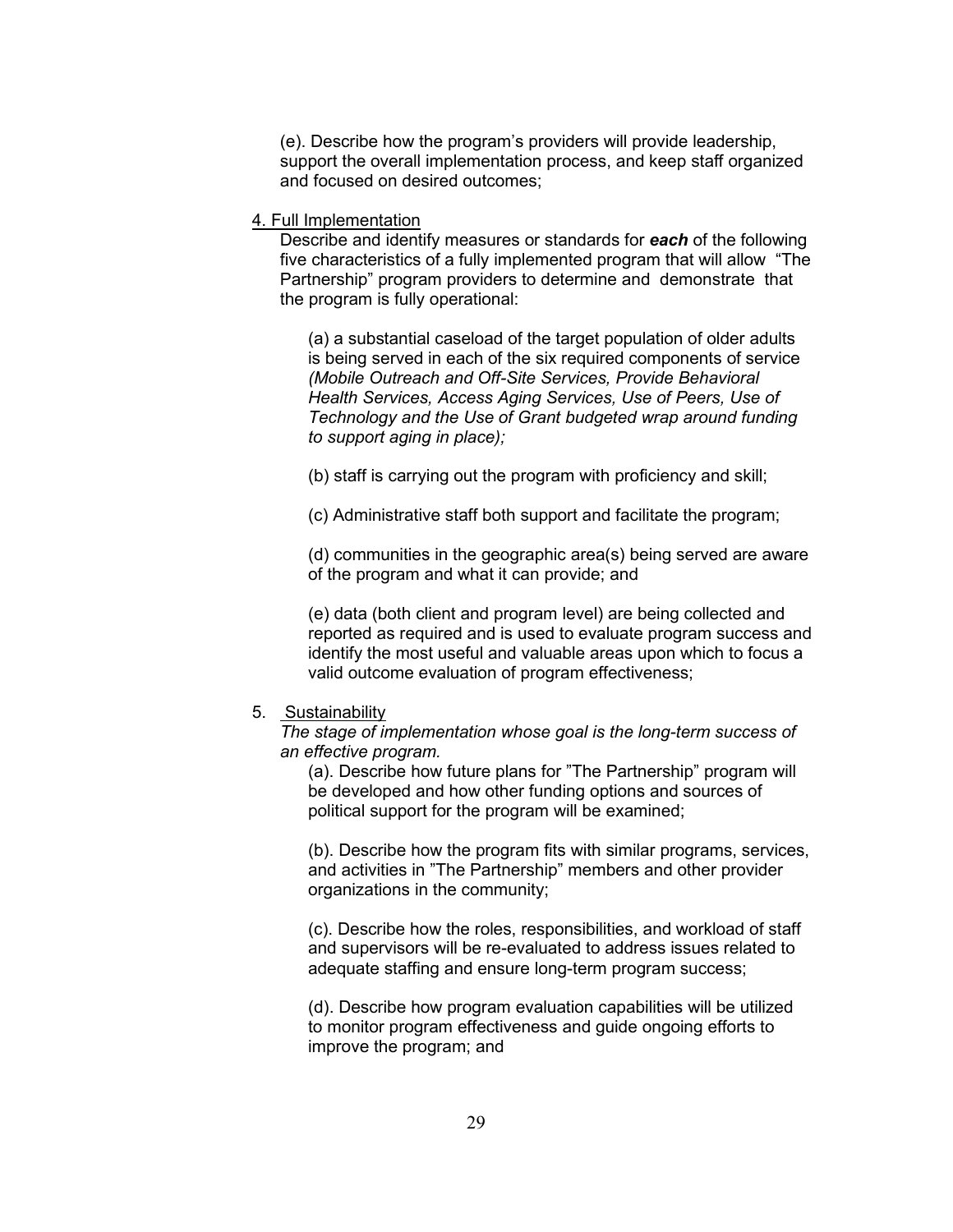(e). Describe how the program's providers will provide leadership, support the overall implementation process, and keep staff organized and focused on desired outcomes;

4. <u>Full Implementation</u>

Describe and identify measures or standards for ***each*** of the following five characteristics of a fully implemented program that will allow "The Partnership" program providers to determine and demonstrate that the program is fully operational:

(a) a substantial caseload of the target population of older adults is being served in each of the six required components of service *(Mobile Outreach and Off-Site Services, Provide Behavioral Health Services, Access Aging Services, Use of Peers, Use of Technology and the Use of Grant budgeted wrap around funding to support aging in place);*

(b) staff is carrying out the program with proficiency and skill;

(c) Administrative staff both support and facilitate the program;

(d) communities in the geographic area(s) being served are aware of the program and what it can provide; and

(e) data (both client and program level) are being collected and reported as required and is used to evaluate program success and identify the most useful and valuable areas upon which to focus a valid outcome evaluation of program effectiveness;

5. <u>Sustainability</u>

*The stage of implementation whose goal is the long-term success of an effective program.*

(a). Describe how future plans for "The Partnership" program will be developed and how other funding options and sources of political support for the program will be examined;

(b). Describe how the program fits with similar programs, services, and activities in "The Partnership" members and other provider organizations in the community;

(c). Describe how the roles, responsibilities, and workload of staff and supervisors will be re-evaluated to address issues related to adequate staffing and ensure long-term program success;

(d). Describe how program evaluation capabilities will be utilized to monitor program effectiveness and guide ongoing efforts to improve the program; and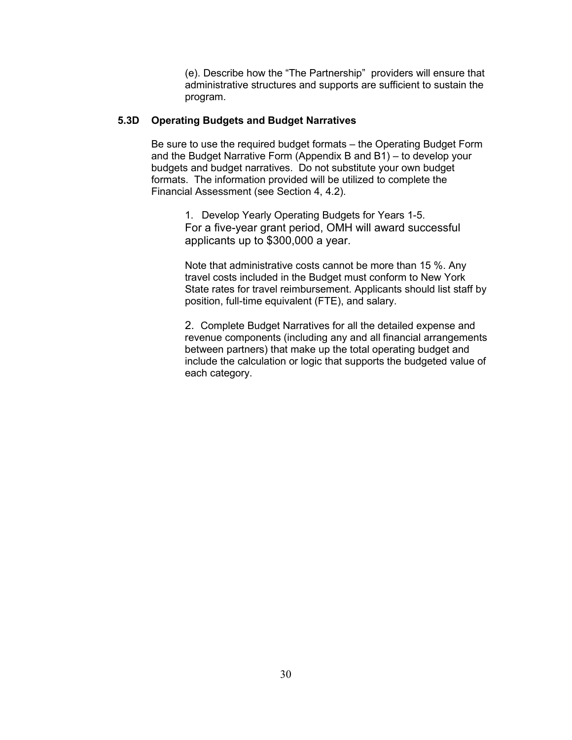(e). Describe how the "The Partnership" providers will ensure that administrative structures and supports are sufficient to sustain the program.

### 5.3D Operating Budgets and Budget Narratives

Be sure to use the required budget formats – the Operating Budget Form and the Budget Narrative Form (Appendix B and B1) – to develop your budgets and budget narratives. Do not substitute your own budget formats. The information provided will be utilized to complete the Financial Assessment (see Section 4, 4.2).

1. Develop Yearly Operating Budgets for Years 1-5.
   For a five-year grant period, OMH will award successful applicants up to $300,000 a year.

   Note that administrative costs cannot be more than 15 %. Any travel costs included in the Budget must conform to New York State rates for travel reimbursement. Applicants should list staff by position, full-time equivalent (FTE), and salary.

2. Complete Budget Narratives for all the detailed expense and revenue components (including any and all financial arrangements between partners) that make up the total operating budget and include the calculation or logic that supports the budgeted value of each category.